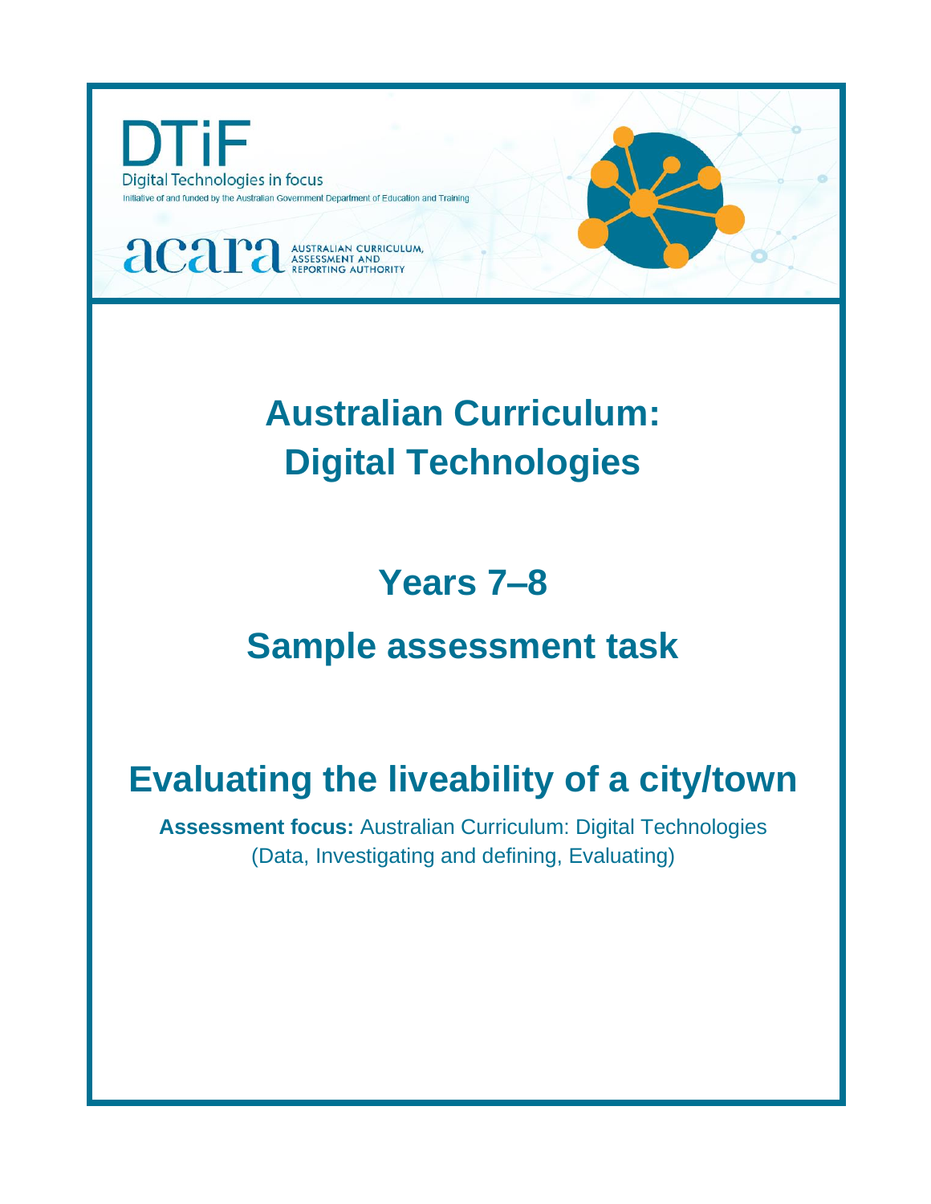DTiF

Digital Technologies in focus

Initiative of and funded by the Australian Government Department of Education and Training

acara AUSTRALIAN CURRICULUM, ASSESSMENT AND REPORTING AUTHORITY

# Australian Curriculum: Digital Technologies

## Years 7–8

## Sample assessment task

# Evaluating the liveability of a city/town

**Assessment focus:** Australian Curriculum: Digital Technologies (Data, Investigating and defining, Evaluating)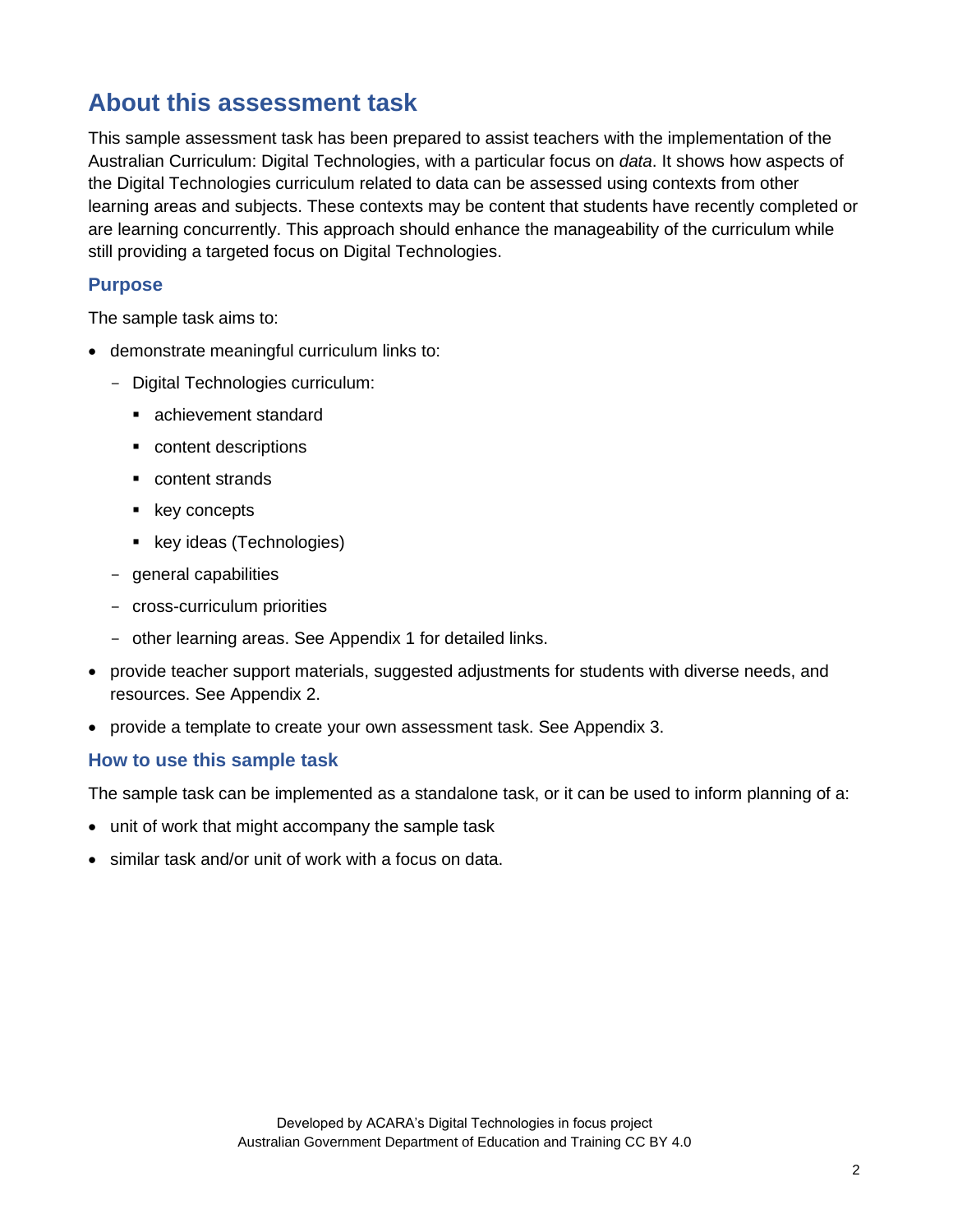## About this assessment task

This sample assessment task has been prepared to assist teachers with the implementation of the Australian Curriculum: Digital Technologies, with a particular focus on *data*. It shows how aspects of the Digital Technologies curriculum related to data can be assessed using contexts from other learning areas and subjects. These contexts may be content that students have recently completed or are learning concurrently. This approach should enhance the manageability of the curriculum while still providing a targeted focus on Digital Technologies.

### Purpose

The sample task aims to:

- demonstrate meaningful curriculum links to:
  - Digital Technologies curriculum:
    - achievement standard
    - content descriptions
    - content strands
    - key concepts
    - key ideas (Technologies)
  - general capabilities
  - cross-curriculum priorities
  - other learning areas. See Appendix 1 for detailed links.
- provide teacher support materials, suggested adjustments for students with diverse needs, and resources. See Appendix 2.
- provide a template to create your own assessment task. See Appendix 3.

### How to use this sample task

The sample task can be implemented as a standalone task, or it can be used to inform planning of a:

- unit of work that might accompany the sample task
- similar task and/or unit of work with a focus on data.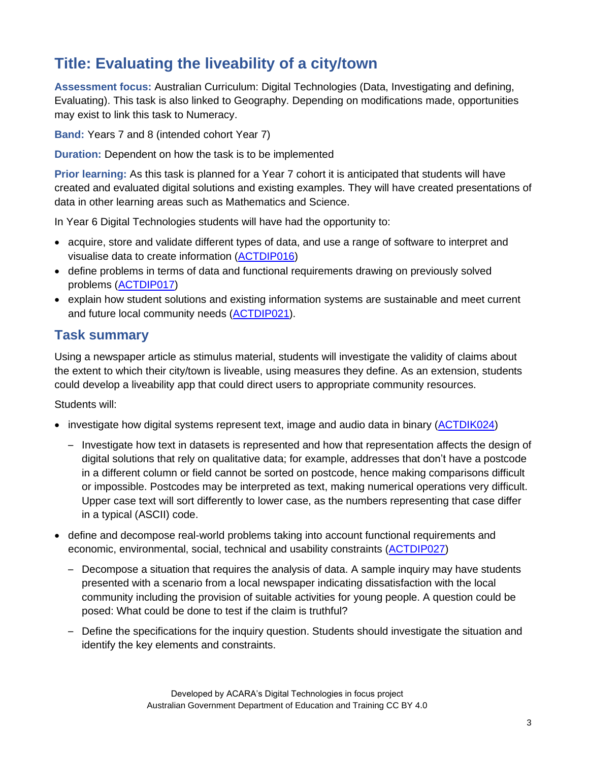# Title: Evaluating the liveability of a city/town

**Assessment focus:** Australian Curriculum: Digital Technologies (Data, Investigating and defining, Evaluating). This task is also linked to Geography. Depending on modifications made, opportunities may exist to link this task to Numeracy.

**Band:** Years 7 and 8 (intended cohort Year 7)

**Duration:** Dependent on how the task is to be implemented

**Prior learning:** As this task is planned for a Year 7 cohort it is anticipated that students will have created and evaluated digital solutions and existing examples. They will have created presentations of data in other learning areas such as Mathematics and Science.

In Year 6 Digital Technologies students will have had the opportunity to:

- acquire, store and validate different types of data, and use a range of software to interpret and visualise data to create information (ACTDIP016)
- define problems in terms of data and functional requirements drawing on previously solved problems (ACTDIP017)
- explain how student solutions and existing information systems are sustainable and meet current and future local community needs (ACTDIP021).

## Task summary

Using a newspaper article as stimulus material, students will investigate the validity of claims about the extent to which their city/town is liveable, using measures they define. As an extension, students could develop a liveability app that could direct users to appropriate community resources.

Students will:

- investigate how digital systems represent text, image and audio data in binary (ACTDIK024)
  - Investigate how text in datasets is represented and how that representation affects the design of digital solutions that rely on qualitative data; for example, addresses that don't have a postcode in a different column or field cannot be sorted on postcode, hence making comparisons difficult or impossible. Postcodes may be interpreted as text, making numerical operations very difficult. Upper case text will sort differently to lower case, as the numbers representing that case differ in a typical (ASCII) code.
- define and decompose real-world problems taking into account functional requirements and economic, environmental, social, technical and usability constraints (ACTDIP027)
  - Decompose a situation that requires the analysis of data. A sample inquiry may have students presented with a scenario from a local newspaper indicating dissatisfaction with the local community including the provision of suitable activities for young people. A question could be posed: What could be done to test if the claim is truthful?
  - Define the specifications for the inquiry question. Students should investigate the situation and identify the key elements and constraints.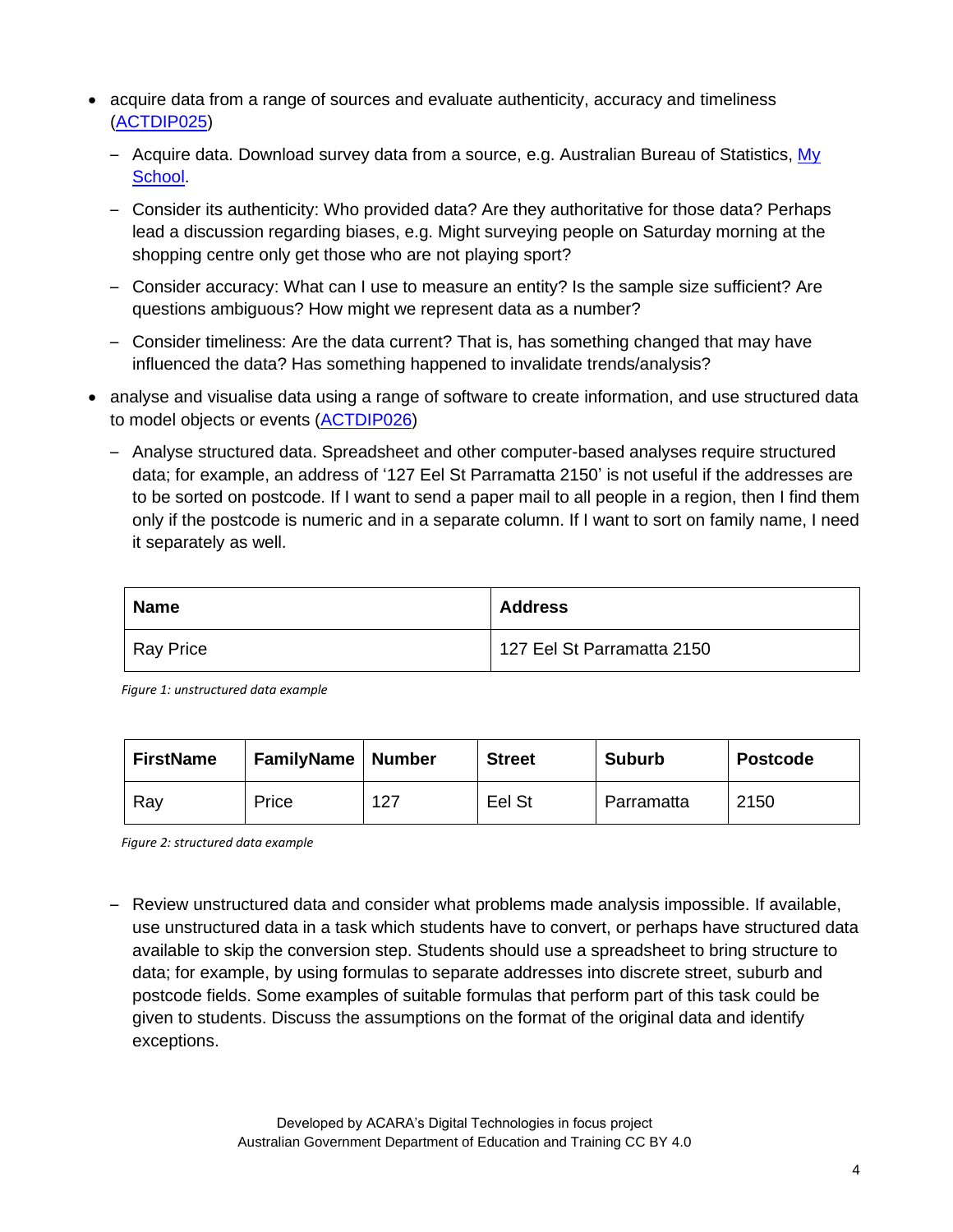- acquire data from a range of sources and evaluate authenticity, accuracy and timeliness (ACTDIP025)
  - Acquire data. Download survey data from a source, e.g. Australian Bureau of Statistics, My School.
  - Consider its authenticity: Who provided data? Are they authoritative for those data? Perhaps lead a discussion regarding biases, e.g. Might surveying people on Saturday morning at the shopping centre only get those who are not playing sport?
  - Consider accuracy: What can I use to measure an entity? Is the sample size sufficient? Are questions ambiguous? How might we represent data as a number?
  - Consider timeliness: Are the data current? That is, has something changed that may have influenced the data? Has something happened to invalidate trends/analysis?
- analyse and visualise data using a range of software to create information, and use structured data to model objects or events (ACTDIP026)
  - Analyse structured data. Spreadsheet and other computer-based analyses require structured data; for example, an address of '127 Eel St Parramatta 2150' is not useful if the addresses are to be sorted on postcode. If I want to send a paper mail to all people in a region, then I find them only if the postcode is numeric and in a separate column. If I want to sort on family name, I need it separately as well.

| Name | Address |
| --- | --- |
| Ray Price | 127 Eel St Parramatta 2150 |

*Figure 1: unstructured data example*

| FirstName | FamilyName | Number | Street | Suburb | Postcode |
| --- | --- | --- | --- | --- | --- |
| Ray | Price | 127 | Eel St | Parramatta | 2150 |

*Figure 2: structured data example*

  - Review unstructured data and consider what problems made analysis impossible. If available, use unstructured data in a task which students have to convert, or perhaps have structured data available to skip the conversion step. Students should use a spreadsheet to bring structure to data; for example, by using formulas to separate addresses into discrete street, suburb and postcode fields. Some examples of suitable formulas that perform part of this task could be given to students. Discuss the assumptions on the format of the original data and identify exceptions.

Developed by ACARA's Digital Technologies in focus project
Australian Government Department of Education and Training CC BY 4.0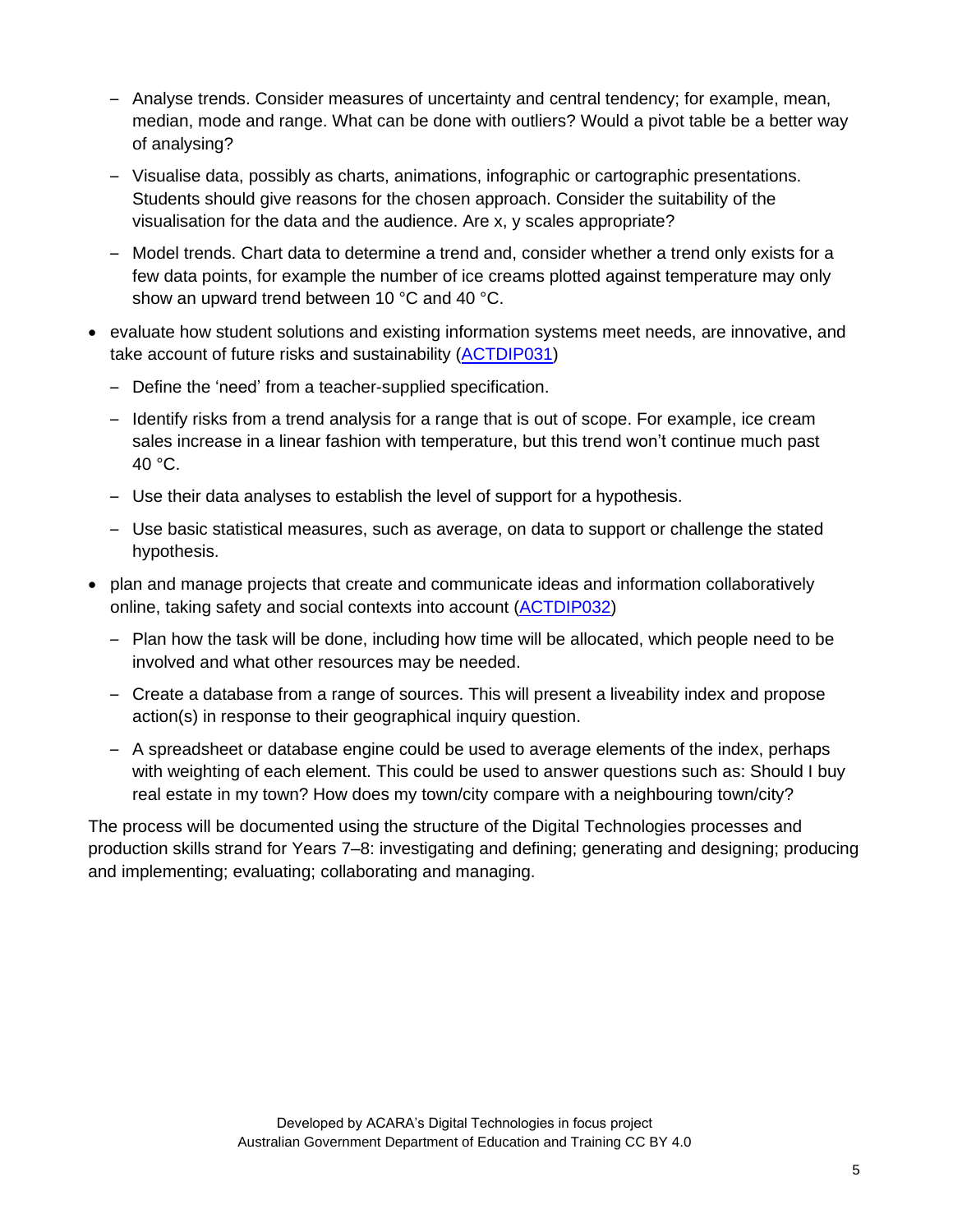- Analyse trends. Consider measures of uncertainty and central tendency; for example, mean, median, mode and range. What can be done with outliers? Would a pivot table be a better way of analysing?
  - Visualise data, possibly as charts, animations, infographic or cartographic presentations. Students should give reasons for the chosen approach. Consider the suitability of the visualisation for the data and the audience. Are x, y scales appropriate?
  - Model trends. Chart data to determine a trend and, consider whether a trend only exists for a few data points, for example the number of ice creams plotted against temperature may only show an upward trend between 10 °C and 40 °C.
- evaluate how student solutions and existing information systems meet needs, are innovative, and take account of future risks and sustainability (ACTDIP031)
  - Define the 'need' from a teacher-supplied specification.
  - Identify risks from a trend analysis for a range that is out of scope. For example, ice cream sales increase in a linear fashion with temperature, but this trend won't continue much past 40 °C.
  - Use their data analyses to establish the level of support for a hypothesis.
  - Use basic statistical measures, such as average, on data to support or challenge the stated hypothesis.
- plan and manage projects that create and communicate ideas and information collaboratively online, taking safety and social contexts into account (ACTDIP032)
  - Plan how the task will be done, including how time will be allocated, which people need to be involved and what other resources may be needed.
  - Create a database from a range of sources. This will present a liveability index and propose action(s) in response to their geographical inquiry question.
  - A spreadsheet or database engine could be used to average elements of the index, perhaps with weighting of each element. This could be used to answer questions such as: Should I buy real estate in my town? How does my town/city compare with a neighbouring town/city?

The process will be documented using the structure of the Digital Technologies processes and production skills strand for Years 7–8: investigating and defining; generating and designing; producing and implementing; evaluating; collaborating and managing.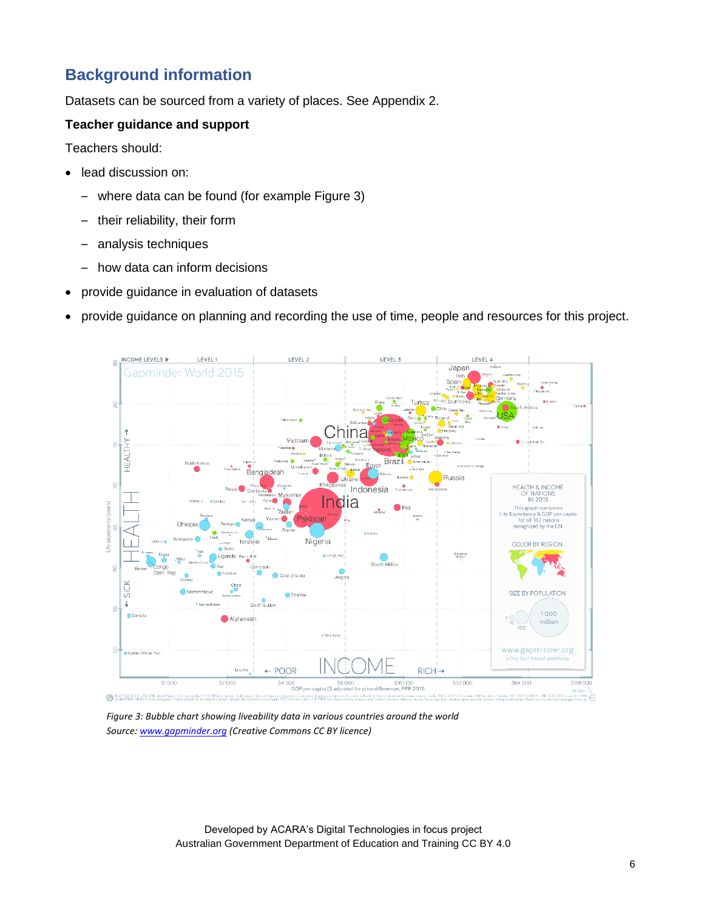## Background information

Datasets can be sourced from a variety of places. See Appendix 2.

**Teacher guidance and support**

Teachers should:

- lead discussion on:
  - where data can be found (for example Figure 3)
  - their reliability, their form
  - analysis techniques
  - how data can inform decisions
- provide guidance in evaluation of datasets
- provide guidance on planning and recording the use of time, people and resources for this project.

*Figure 3: Bubble chart showing liveability data in various countries around the world*
*Source: [www.gapminder.org](http://www.gapminder.org) (Creative Commons CC BY licence)*

Developed by ACARA's Digital Technologies in focus project
Australian Government Department of Education and Training CC BY 4.0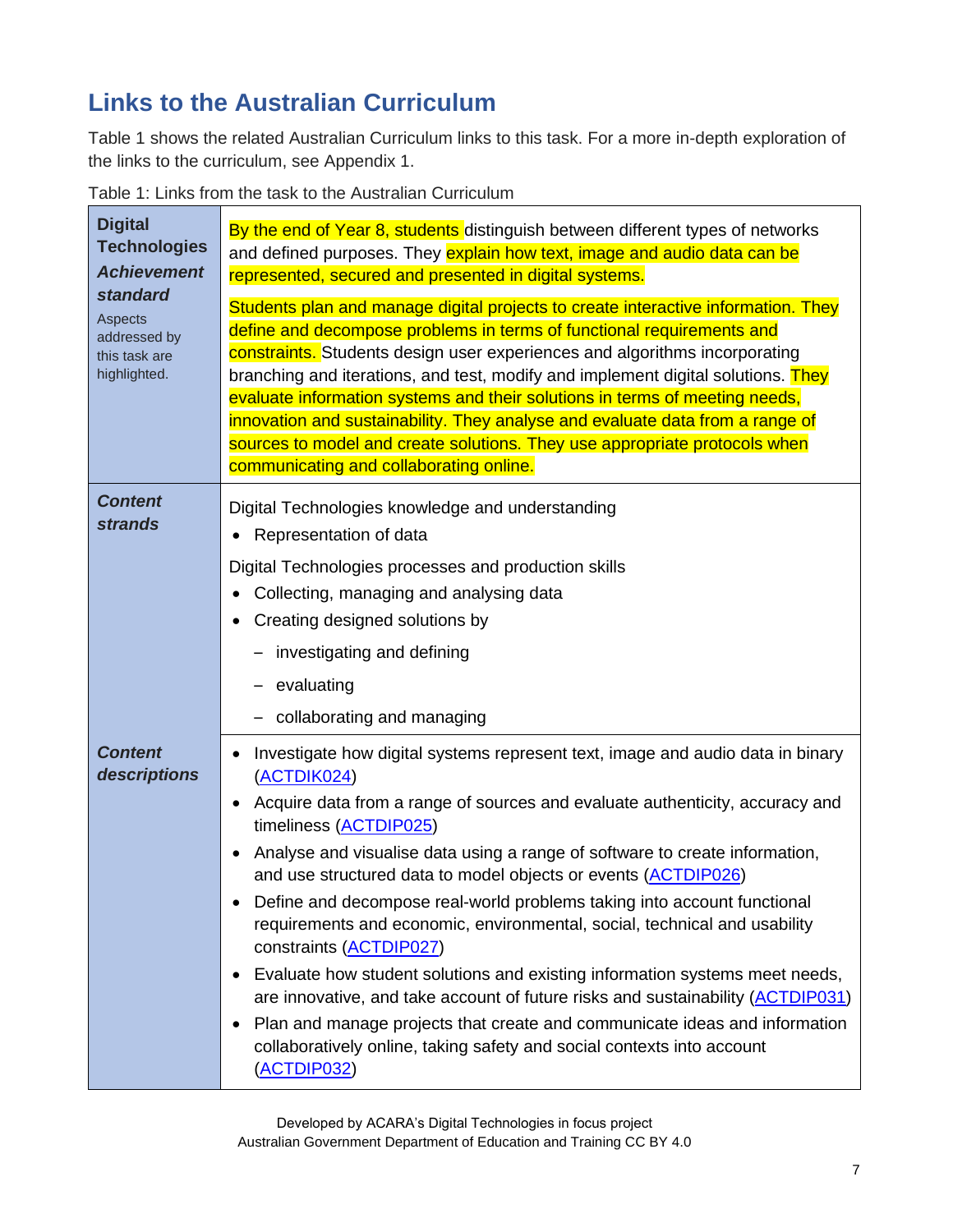## Links to the Australian Curriculum

Table 1 shows the related Australian Curriculum links to this task. For a more in-depth exploration of the links to the curriculum, see Appendix 1.

Table 1: Links from the task to the Australian Curriculum

| | |
|---|---|
| **Digital Technologies *Achievement standard*** Aspects addressed by this task are highlighted. | By the end of Year 8, students distinguish between different types of networks and defined purposes. They explain how text, image and audio data can be represented, secured and presented in digital systems. Students plan and manage digital projects to create interactive information. They define and decompose problems in terms of functional requirements and constraints. Students design user experiences and algorithms incorporating branching and iterations, and test, modify and implement digital solutions. They evaluate information systems and their solutions in terms of meeting needs, innovation and sustainability. They analyse and evaluate data from a range of sources to model and create solutions. They use appropriate protocols when communicating and collaborating online. |
| ***Content strands*** | Digital Technologies knowledge and understanding<br>• Representation of data<br>Digital Technologies processes and production skills<br>• Collecting, managing and analysing data<br>• Creating designed solutions by<br>– investigating and defining<br>– evaluating<br>– collaborating and managing |
| ***Content descriptions*** | • Investigate how digital systems represent text, image and audio data in binary (ACTDIK024)<br>• Acquire data from a range of sources and evaluate authenticity, accuracy and timeliness (ACTDIP025)<br>• Analyse and visualise data using a range of software to create information, and use structured data to model objects or events (ACTDIP026)<br>• Define and decompose real-world problems taking into account functional requirements and economic, environmental, social, technical and usability constraints (ACTDIP027)<br>• Evaluate how student solutions and existing information systems meet needs, are innovative, and take account of future risks and sustainability (ACTDIP031)<br>• Plan and manage projects that create and communicate ideas and information collaboratively online, taking safety and social contexts into account (ACTDIP032) |

Developed by ACARA's Digital Technologies in focus project
Australian Government Department of Education and Training CC BY 4.0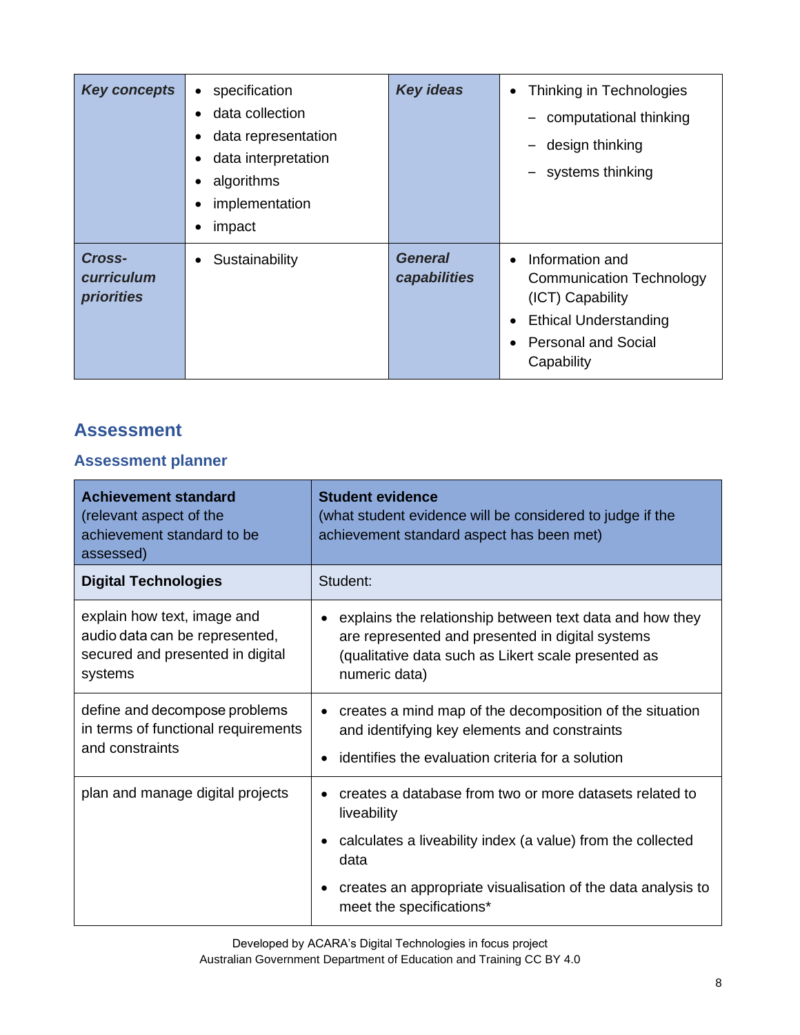| *Key concepts* | • specification<br>• data collection<br>• data representation<br>• data interpretation<br>• algorithms<br>• implementation<br>• impact | *Key ideas* | • Thinking in Technologies<br>– computational thinking<br>– design thinking<br>– systems thinking |
|---|---|---|---|
| ***Cross-curriculum priorities*** | • Sustainability | ***General capabilities*** | • Information and Communication Technology (ICT) Capability<br>• Ethical Understanding<br>• Personal and Social Capability |

## Assessment

### Assessment planner

| **Achievement standard** (relevant aspect of the achievement standard to be assessed) | **Student evidence** (what student evidence will be considered to judge if the achievement standard aspect has been met) |
|---|---|
| **Digital Technologies** | Student: |
| explain how text, image and audio data can be represented, secured and presented in digital systems | • explains the relationship between text data and how they are represented and presented in digital systems (qualitative data such as Likert scale presented as numeric data) |
| define and decompose problems in terms of functional requirements and constraints | • creates a mind map of the decomposition of the situation and identifying key elements and constraints<br>• identifies the evaluation criteria for a solution |
| plan and manage digital projects | • creates a database from two or more datasets related to liveability<br>• calculates a liveability index (a value) from the collected data<br>• creates an appropriate visualisation of the data analysis to meet the specifications* |

Developed by ACARA's Digital Technologies in focus project
Australian Government Department of Education and Training CC BY 4.0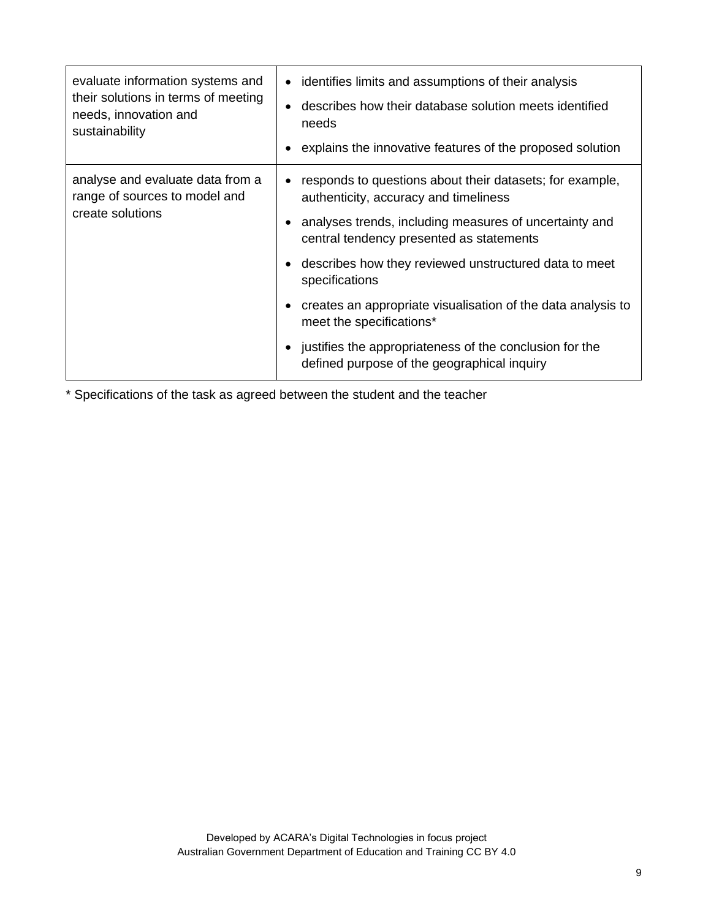| | |
|---|---|
| evaluate information systems and their solutions in terms of meeting needs, innovation and sustainability | • identifies limits and assumptions of their analysis<br>• describes how their database solution meets identified needs<br>• explains the innovative features of the proposed solution |
| analyse and evaluate data from a range of sources to model and create solutions | • responds to questions about their datasets; for example, authenticity, accuracy and timeliness<br>• analyses trends, including measures of uncertainty and central tendency presented as statements<br>• describes how they reviewed unstructured data to meet specifications<br>• creates an appropriate visualisation of the data analysis to meet the specifications*<br>• justifies the appropriateness of the conclusion for the defined purpose of the geographical inquiry |

* Specifications of the task as agreed between the student and the teacher

Developed by ACARA's Digital Technologies in focus project
Australian Government Department of Education and Training CC BY 4.0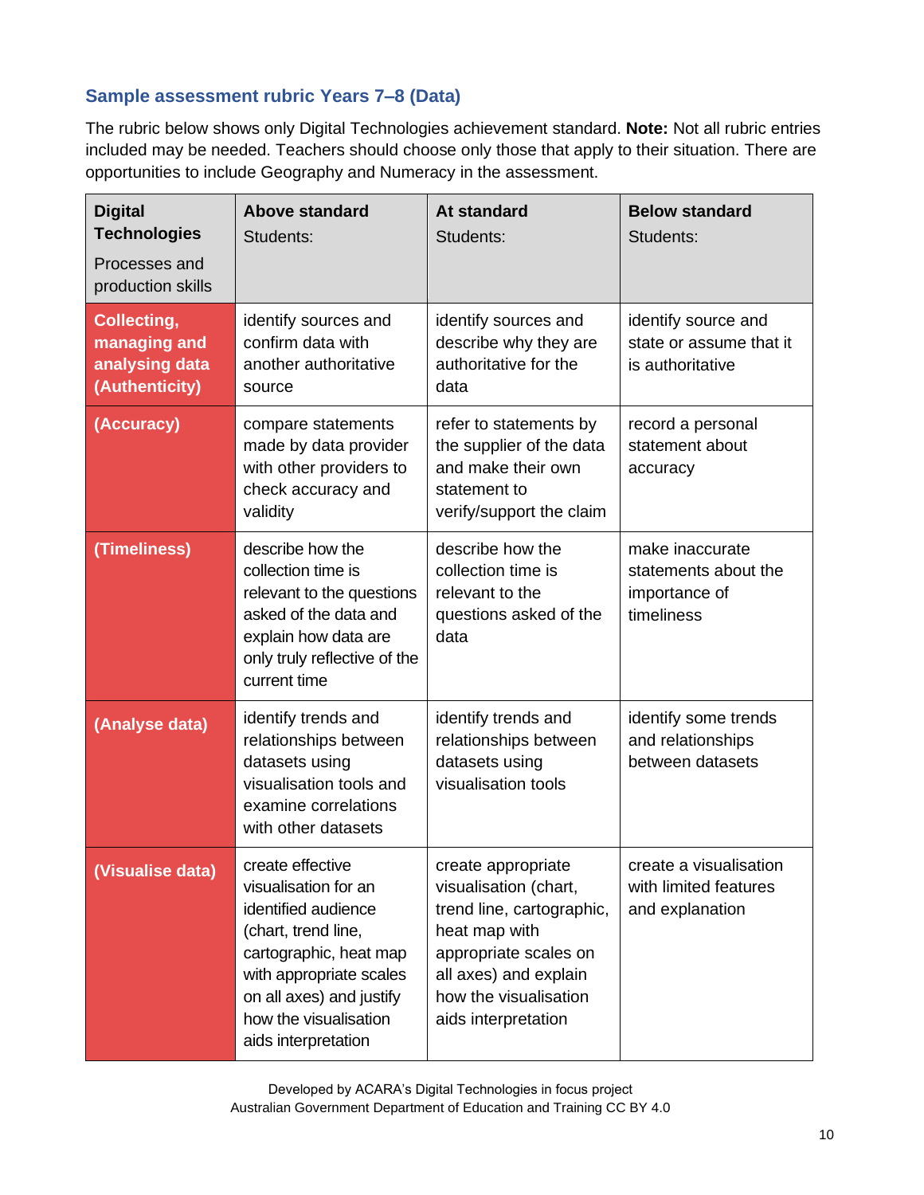### Sample assessment rubric Years 7–8 (Data)

The rubric below shows only Digital Technologies achievement standard. **Note:** Not all rubric entries included may be needed. Teachers should choose only those that apply to their situation. There are opportunities to include Geography and Numeracy in the assessment.

| **Digital Technologies** Processes and production skills | **Above standard** Students: | **At standard** Students: | **Below standard** Students: |
|---|---|---|---|
| **Collecting, managing and analysing data (Authenticity)** | identify sources and confirm data with another authoritative source | identify sources and describe why they are authoritative for the data | identify source and state or assume that it is authoritative |
| **(Accuracy)** | compare statements made by data provider with other providers to check accuracy and validity | refer to statements by the supplier of the data and make their own statement to verify/support the claim | record a personal statement about accuracy |
| **(Timeliness)** | describe how the collection time is relevant to the questions asked of the data and explain how data are only truly reflective of the current time | describe how the collection time is relevant to the questions asked of the data | make inaccurate statements about the importance of timeliness |
| **(Analyse data)** | identify trends and relationships between datasets using visualisation tools and examine correlations with other datasets | identify trends and relationships between datasets using visualisation tools | identify some trends and relationships between datasets |
| **(Visualise data)** | create effective visualisation for an identified audience (chart, trend line, cartographic, heat map with appropriate scales on all axes) and justify how the visualisation aids interpretation | create appropriate visualisation (chart, trend line, cartographic, heat map with appropriate scales on all axes) and explain how the visualisation aids interpretation | create a visualisation with limited features and explanation |

Developed by ACARA's Digital Technologies in focus project
Australian Government Department of Education and Training CC BY 4.0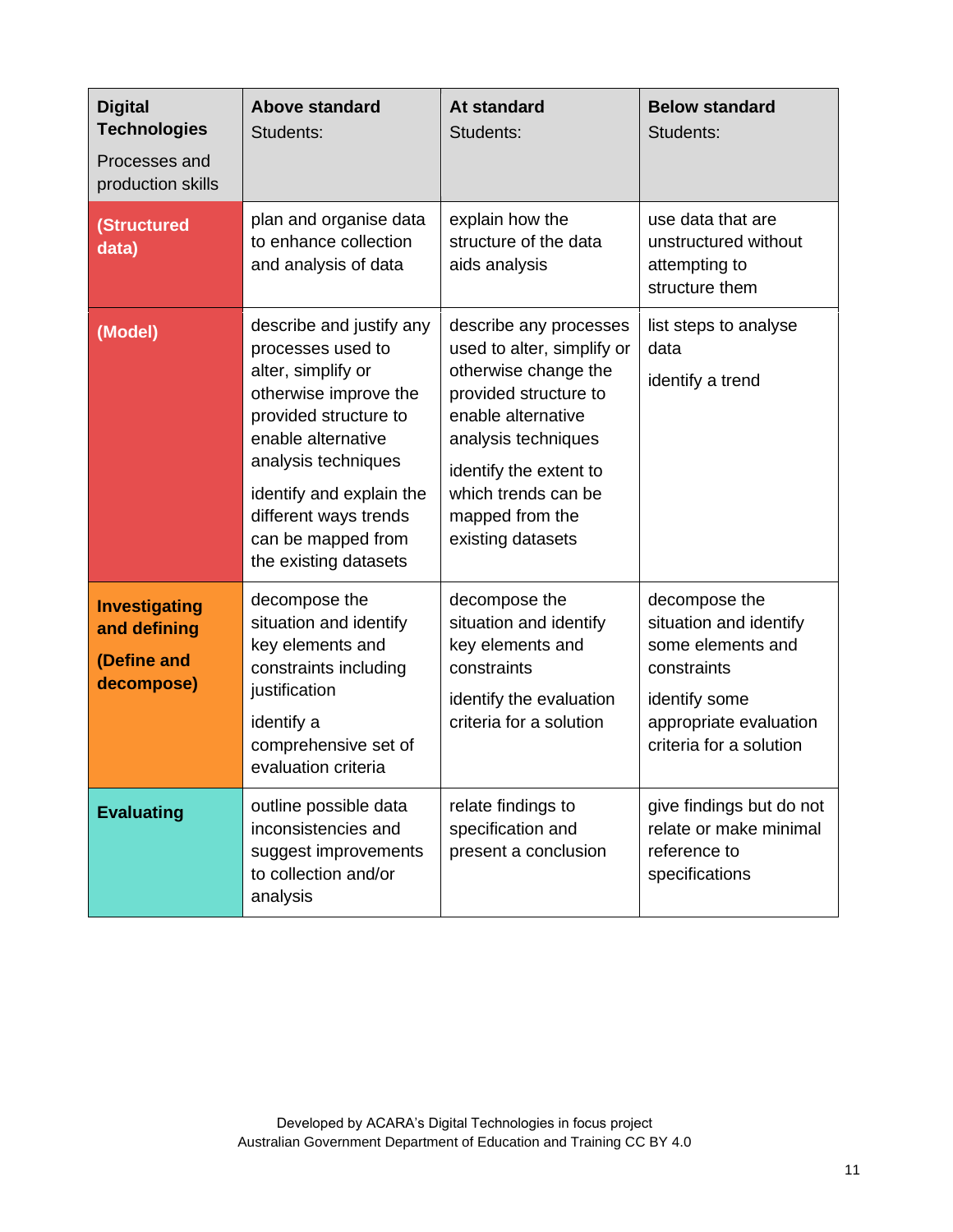| **Digital Technologies** Processes and production skills | **Above standard** Students: | **At standard** Students: | **Below standard** Students: |
|---|---|---|---|
| **(Structured data)** | plan and organise data to enhance collection and analysis of data | explain how the structure of the data aids analysis | use data that are unstructured without attempting to structure them |
| **(Model)** | describe and justify any processes used to alter, simplify or otherwise improve the provided structure to enable alternative analysis techniques<br><br>identify and explain the different ways trends can be mapped from the existing datasets | describe any processes used to alter, simplify or otherwise change the provided structure to enable alternative analysis techniques<br><br>identify the extent to which trends can be mapped from the existing datasets | list steps to analyse data<br><br>identify a trend |
| **Investigating and defining**<br><br>**(Define and decompose)** | decompose the situation and identify key elements and constraints including justification<br><br>identify a comprehensive set of evaluation criteria | decompose the situation and identify key elements and constraints<br><br>identify the evaluation criteria for a solution | decompose the situation and identify some elements and constraints<br><br>identify some appropriate evaluation criteria for a solution |
| **Evaluating** | outline possible data inconsistencies and suggest improvements to collection and/or analysis | relate findings to specification and present a conclusion | give findings but do not relate or make minimal reference to specifications |

Developed by ACARA's Digital Technologies in focus project
Australian Government Department of Education and Training CC BY 4.0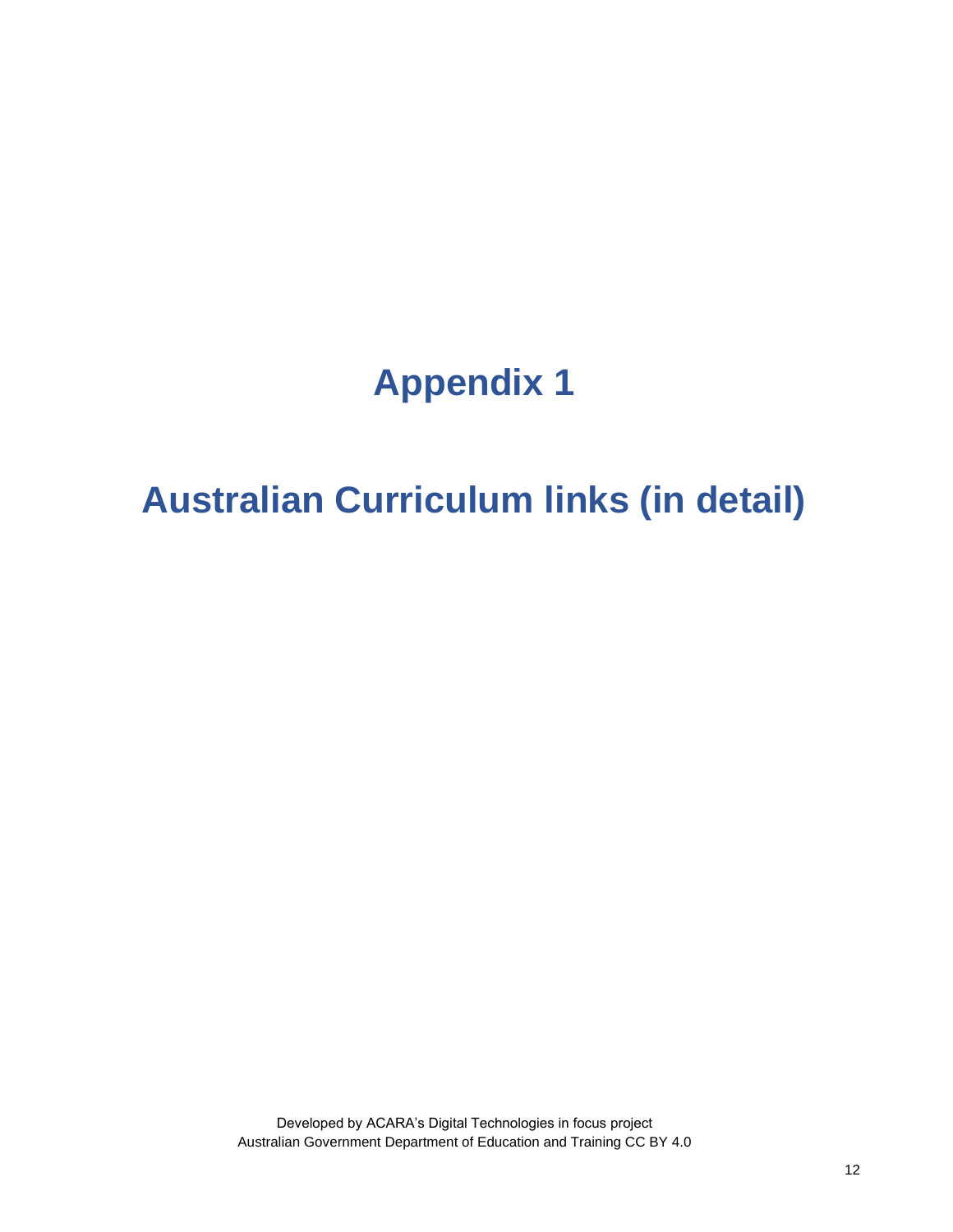# Appendix 1

# Australian Curriculum links (in detail)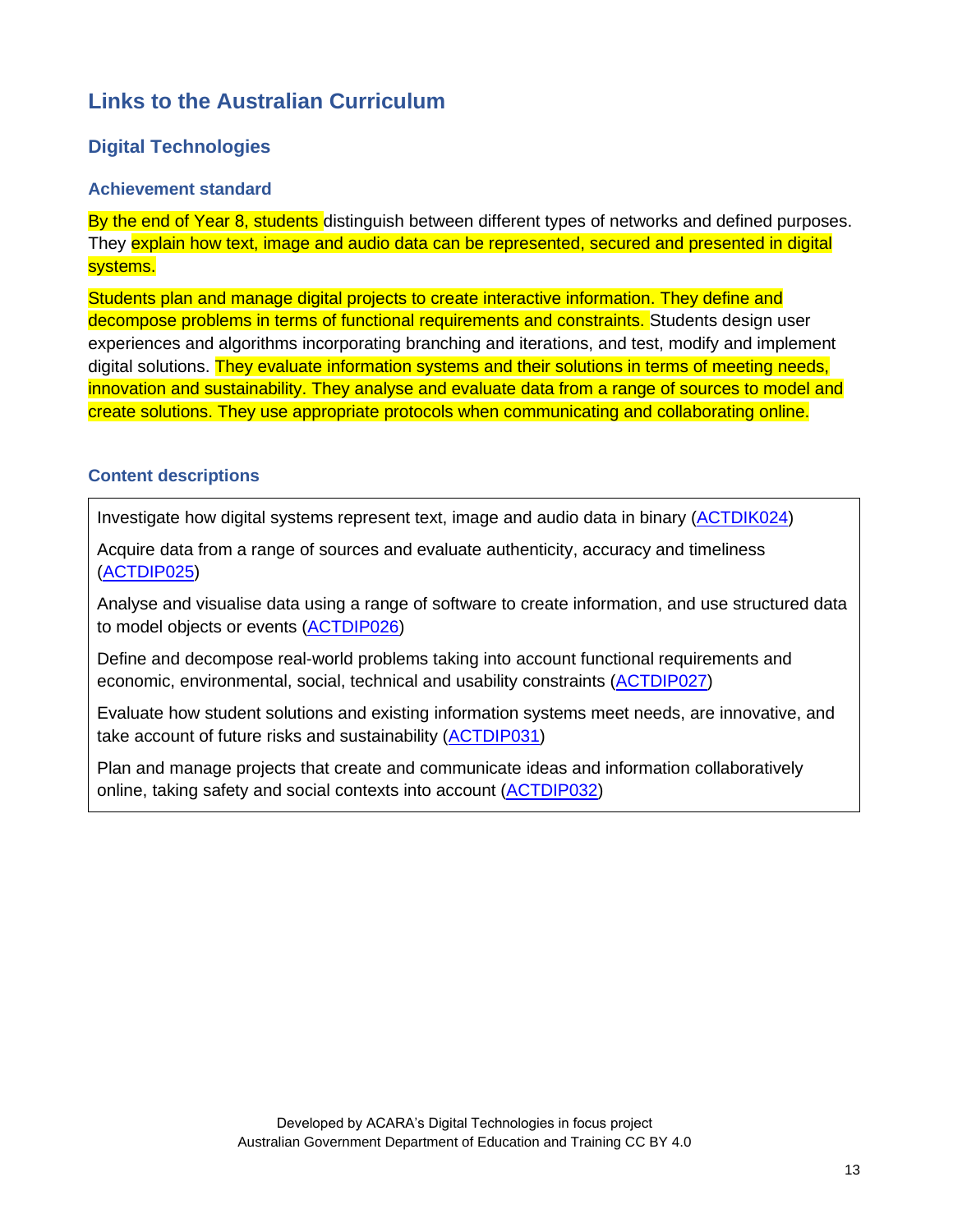## Links to the Australian Curriculum

### Digital Technologies

#### Achievement standard

By the end of Year 8, students distinguish between different types of networks and defined purposes. They explain how text, image and audio data can be represented, secured and presented in digital systems.

Students plan and manage digital projects to create interactive information. They define and decompose problems in terms of functional requirements and constraints. Students design user experiences and algorithms incorporating branching and iterations, and test, modify and implement digital solutions. They evaluate information systems and their solutions in terms of meeting needs, innovation and sustainability. They analyse and evaluate data from a range of sources to model and create solutions. They use appropriate protocols when communicating and collaborating online.

#### Content descriptions

Investigate how digital systems represent text, image and audio data in binary (ACTDIK024)

Acquire data from a range of sources and evaluate authenticity, accuracy and timeliness (ACTDIP025)

Analyse and visualise data using a range of software to create information, and use structured data to model objects or events (ACTDIP026)

Define and decompose real-world problems taking into account functional requirements and economic, environmental, social, technical and usability constraints (ACTDIP027)

Evaluate how student solutions and existing information systems meet needs, are innovative, and take account of future risks and sustainability (ACTDIP031)

Plan and manage projects that create and communicate ideas and information collaboratively online, taking safety and social contexts into account (ACTDIP032)

Developed by ACARA's Digital Technologies in focus project
Australian Government Department of Education and Training CC BY 4.0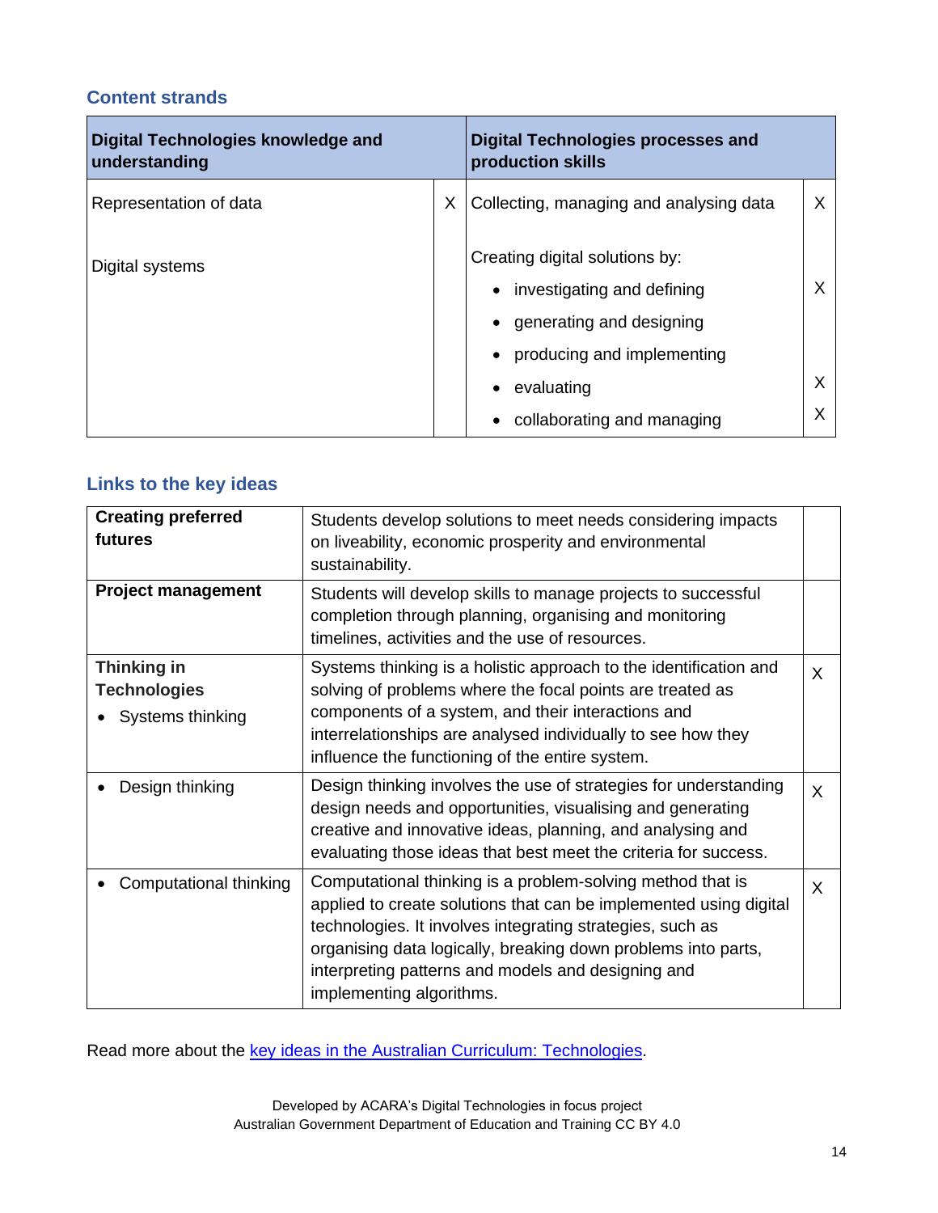### Content strands

| Digital Technologies knowledge and understanding | | Digital Technologies processes and production skills | |
|---|---|---|---|
| Representation of data | X | Collecting, managing and analysing data | X |
| Digital systems | | Creating digital solutions by: | |
| | | • investigating and defining | X |
| | | • generating and designing | |
| | | • producing and implementing | |
| | | • evaluating | X |
| | | • collaborating and managing | X |

### Links to the key ideas

| | | |
|---|---|---|
| **Creating preferred futures** | Students develop solutions to meet needs considering impacts on liveability, economic prosperity and environmental sustainability. | |
| **Project management** | Students will develop skills to manage projects to successful completion through planning, organising and monitoring timelines, activities and the use of resources. | |
| **Thinking in Technologies** • Systems thinking | Systems thinking is a holistic approach to the identification and solving of problems where the focal points are treated as components of a system, and their interactions and interrelationships are analysed individually to see how they influence the functioning of the entire system. | X |
| • Design thinking | Design thinking involves the use of strategies for understanding design needs and opportunities, visualising and generating creative and innovative ideas, planning, and analysing and evaluating those ideas that best meet the criteria for success. | X |
| • Computational thinking | Computational thinking is a problem-solving method that is applied to create solutions that can be implemented using digital technologies. It involves integrating strategies, such as organising data logically, breaking down problems into parts, interpreting patterns and models and designing and implementing algorithms. | X |

Read more about the key ideas in the Australian Curriculum: Technologies.

Developed by ACARA's Digital Technologies in focus project
Australian Government Department of Education and Training CC BY 4.0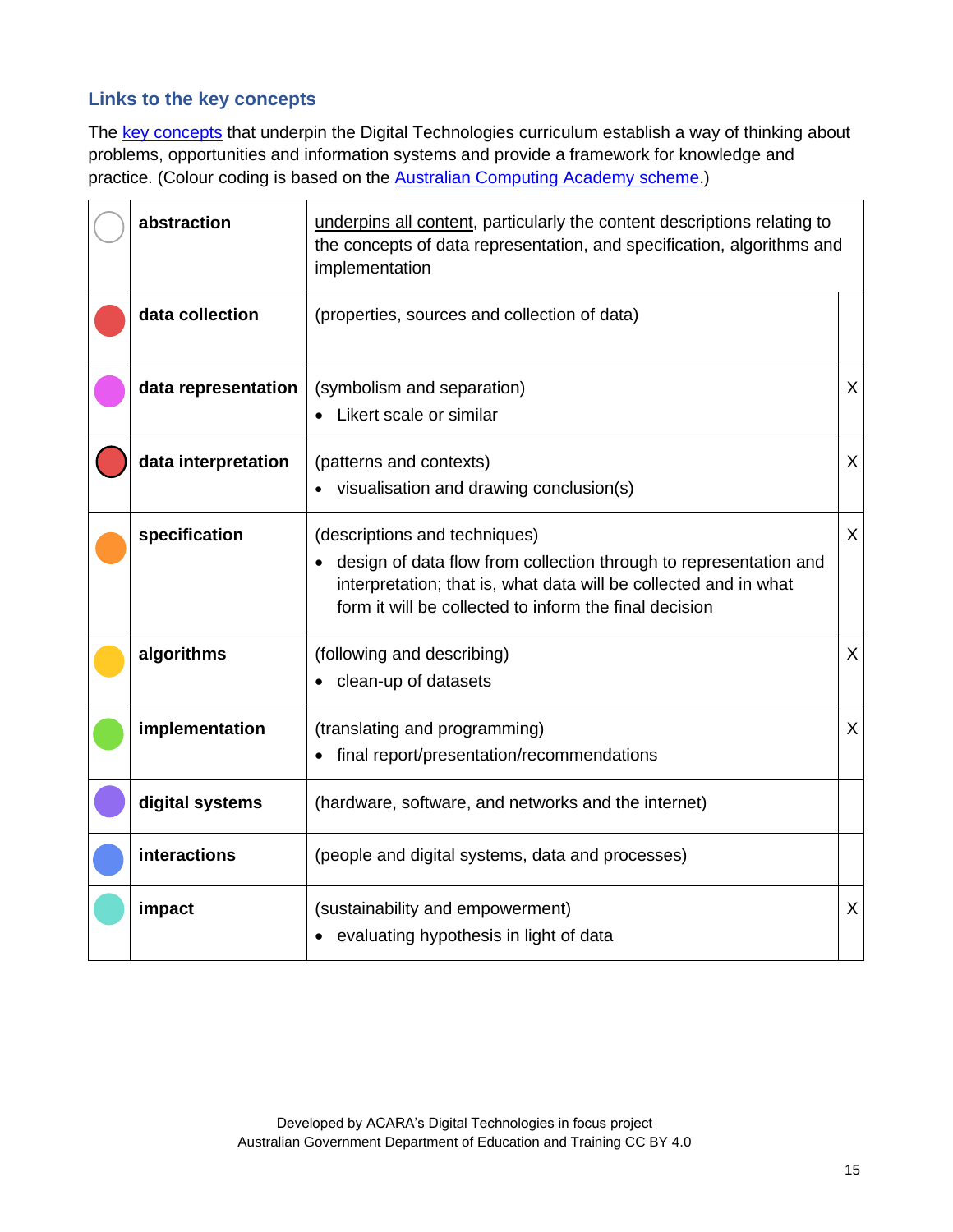### Links to the key concepts

The key concepts that underpin the Digital Technologies curriculum establish a way of thinking about problems, opportunities and information systems and provide a framework for knowledge and practice. (Colour coding is based on the Australian Computing Academy scheme.)

| | Key concept | Description | |
|---|---|---|---|
| | **abstraction** | underpins all content, particularly the content descriptions relating to the concepts of data representation, and specification, algorithms and implementation | |
| | **data collection** | (properties, sources and collection of data) | |
| | **data representation** | (symbolism and separation)<br>• Likert scale or similar | X |
| | **data interpretation** | (patterns and contexts)<br>• visualisation and drawing conclusion(s) | X |
| | **specification** | (descriptions and techniques)<br>• design of data flow from collection through to representation and interpretation; that is, what data will be collected and in what form it will be collected to inform the final decision | X |
| | **algorithms** | (following and describing)<br>• clean-up of datasets | X |
| | **implementation** | (translating and programming)<br>• final report/presentation/recommendations | X |
| | **digital systems** | (hardware, software, and networks and the internet) | |
| | **interactions** | (people and digital systems, data and processes) | |
| | **impact** | (sustainability and empowerment)<br>• evaluating hypothesis in light of data | X |

Developed by ACARA's Digital Technologies in focus project
Australian Government Department of Education and Training CC BY 4.0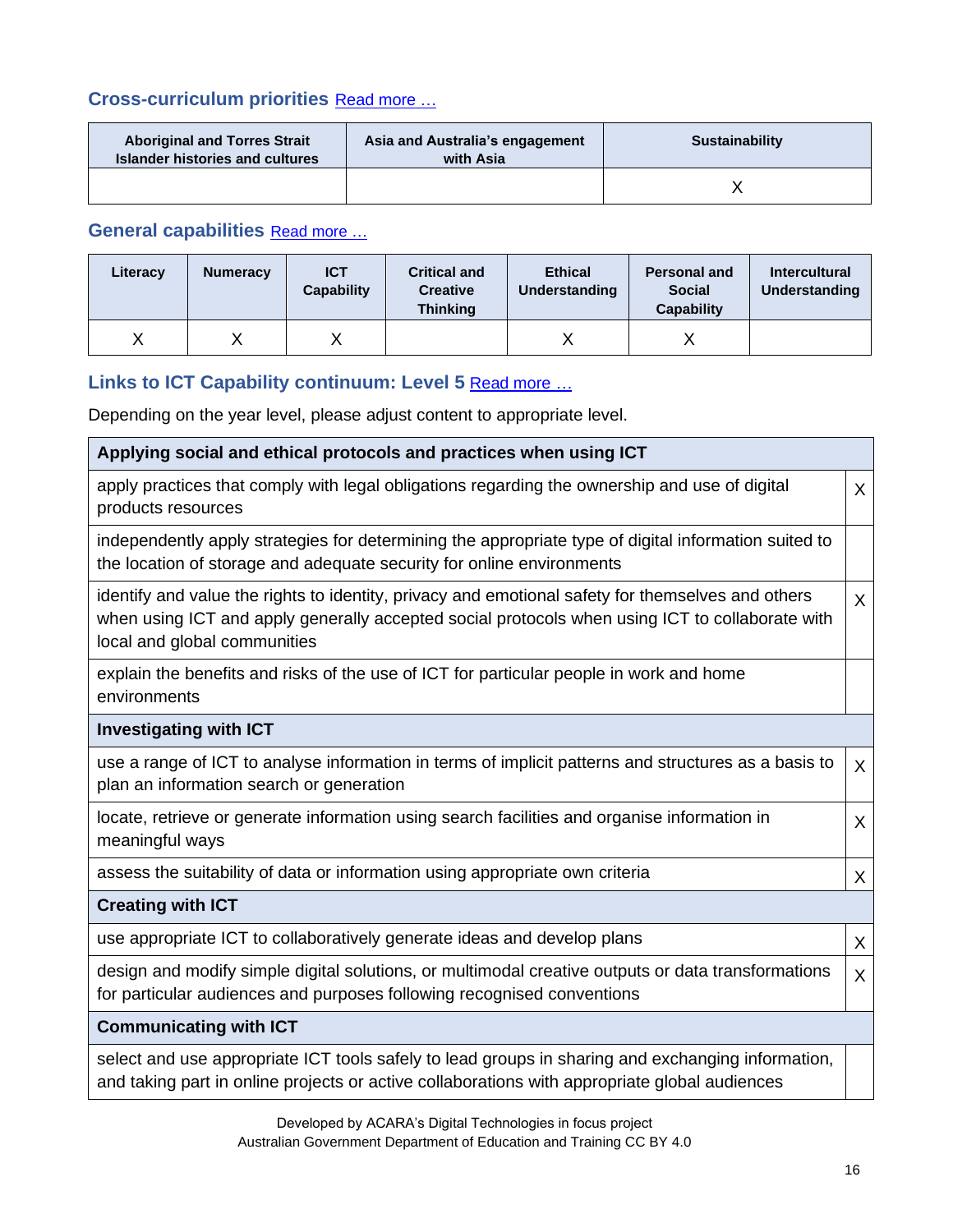### Cross-curriculum priorities Read more …

| Aboriginal and Torres Strait Islander histories and cultures | Asia and Australia's engagement with Asia | Sustainability |
|---|---|---|
| | | X |

### General capabilities Read more …

| Literacy | Numeracy | ICT Capability | Critical and Creative Thinking | Ethical Understanding | Personal and Social Capability | Intercultural Understanding |
|---|---|---|---|---|---|---|
| X | X | X | | X | X | |

### Links to ICT Capability continuum: Level 5 Read more …

Depending on the year level, please adjust content to appropriate level.

| **Applying social and ethical protocols and practices when using ICT** | |
|---|---|
| apply practices that comply with legal obligations regarding the ownership and use of digital products resources | X |
| independently apply strategies for determining the appropriate type of digital information suited to the location of storage and adequate security for online environments | |
| identify and value the rights to identity, privacy and emotional safety for themselves and others when using ICT and apply generally accepted social protocols when using ICT to collaborate with local and global communities | X |
| explain the benefits and risks of the use of ICT for particular people in work and home environments | |
| **Investigating with ICT** | |
| use a range of ICT to analyse information in terms of implicit patterns and structures as a basis to plan an information search or generation | X |
| locate, retrieve or generate information using search facilities and organise information in meaningful ways | X |
| assess the suitability of data or information using appropriate own criteria | X |
| **Creating with ICT** | |
| use appropriate ICT to collaboratively generate ideas and develop plans | X |
| design and modify simple digital solutions, or multimodal creative outputs or data transformations for particular audiences and purposes following recognised conventions | X |
| **Communicating with ICT** | |
| select and use appropriate ICT tools safely to lead groups in sharing and exchanging information, and taking part in online projects or active collaborations with appropriate global audiences | |

Developed by ACARA's Digital Technologies in focus project
Australian Government Department of Education and Training CC BY 4.0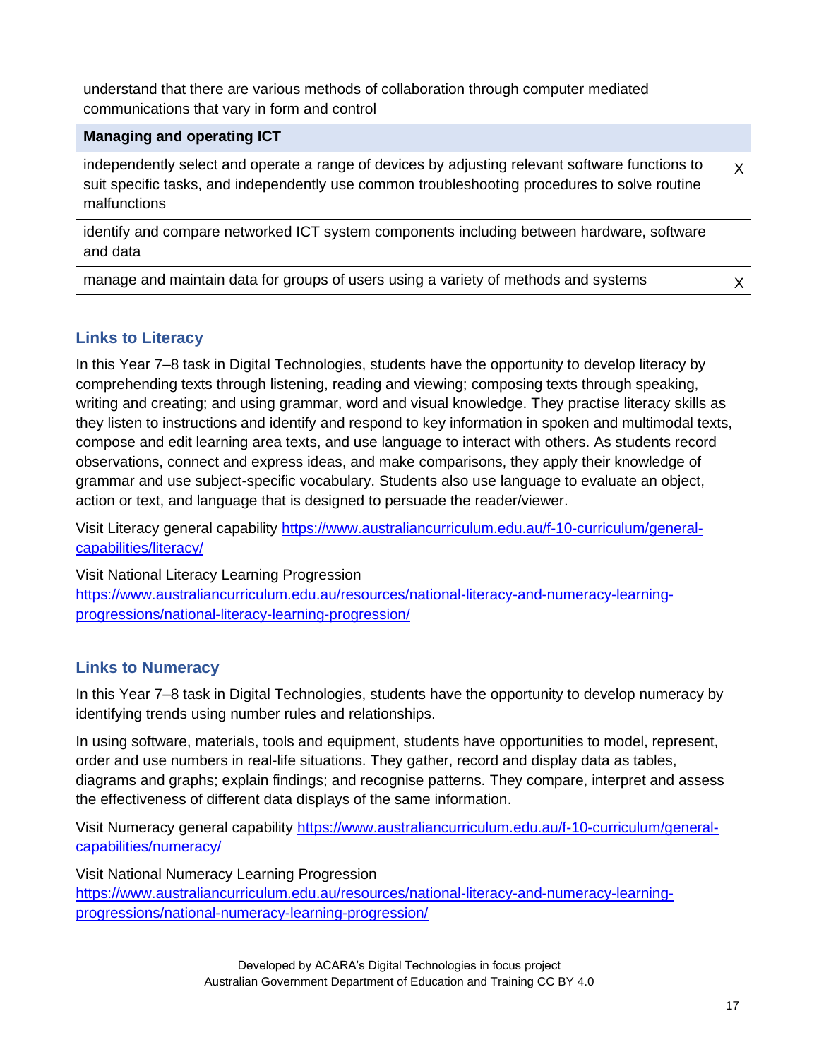| | |
|---|---|
| understand that there are various methods of collaboration through computer mediated communications that vary in form and control | |
| **Managing and operating ICT** | |
| independently select and operate a range of devices by adjusting relevant software functions to suit specific tasks, and independently use common troubleshooting procedures to solve routine malfunctions | X |
| identify and compare networked ICT system components including between hardware, software and data | |
| manage and maintain data for groups of users using a variety of methods and systems | X |

## Links to Literacy

In this Year 7–8 task in Digital Technologies, students have the opportunity to develop literacy by comprehending texts through listening, reading and viewing; composing texts through speaking, writing and creating; and using grammar, word and visual knowledge. They practise literacy skills as they listen to instructions and identify and respond to key information in spoken and multimodal texts, compose and edit learning area texts, and use language to interact with others. As students record observations, connect and express ideas, and make comparisons, they apply their knowledge of grammar and use subject-specific vocabulary. Students also use language to evaluate an object, action or text, and language that is designed to persuade the reader/viewer.

Visit Literacy general capability https://www.australiancurriculum.edu.au/f-10-curriculum/general-capabilities/literacy/

Visit National Literacy Learning Progression https://www.australiancurriculum.edu.au/resources/national-literacy-and-numeracy-learning-progressions/national-literacy-learning-progression/

## Links to Numeracy

In this Year 7–8 task in Digital Technologies, students have the opportunity to develop numeracy by identifying trends using number rules and relationships.

In using software, materials, tools and equipment, students have opportunities to model, represent, order and use numbers in real-life situations. They gather, record and display data as tables, diagrams and graphs; explain findings; and recognise patterns. They compare, interpret and assess the effectiveness of different data displays of the same information.

Visit Numeracy general capability https://www.australiancurriculum.edu.au/f-10-curriculum/general-capabilities/numeracy/

Visit National Numeracy Learning Progression https://www.australiancurriculum.edu.au/resources/national-literacy-and-numeracy-learning-progressions/national-numeracy-learning-progression/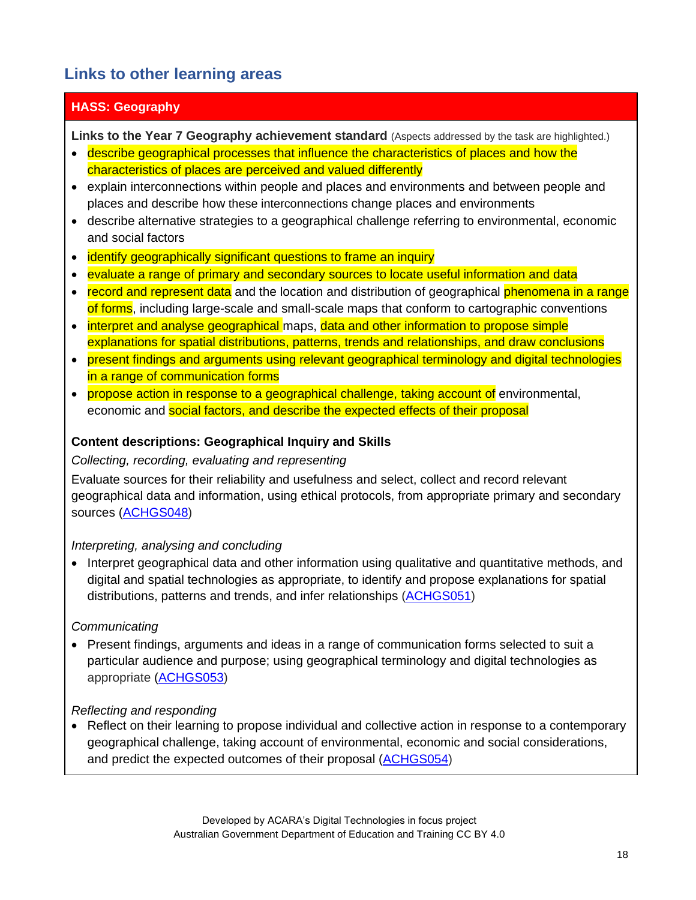## Links to other learning areas

**HASS: Geography**

**Links to the Year 7 Geography achievement standard** (Aspects addressed by the task are highlighted.)

- describe geographical processes that influence the characteristics of places and how the characteristics of places are perceived and valued differently
- explain interconnections within people and places and environments and between people and places and describe how these interconnections change places and environments
- describe alternative strategies to a geographical challenge referring to environmental, economic and social factors
- identify geographically significant questions to frame an inquiry
- evaluate a range of primary and secondary sources to locate useful information and data
- record and represent data and the location and distribution of geographical phenomena in a range of forms, including large-scale and small-scale maps that conform to cartographic conventions
- interpret and analyse geographical maps, data and other information to propose simple explanations for spatial distributions, patterns, trends and relationships, and draw conclusions
- present findings and arguments using relevant geographical terminology and digital technologies in a range of communication forms
- propose action in response to a geographical challenge, taking account of environmental, economic and social factors, and describe the expected effects of their proposal

**Content descriptions: Geographical Inquiry and Skills**

*Collecting, recording, evaluating and representing*

Evaluate sources for their reliability and usefulness and select, collect and record relevant geographical data and information, using ethical protocols, from appropriate primary and secondary sources (ACHGS048)

*Interpreting, analysing and concluding*

- Interpret geographical data and other information using qualitative and quantitative methods, and digital and spatial technologies as appropriate, to identify and propose explanations for spatial distributions, patterns and trends, and infer relationships (ACHGS051)

*Communicating*

- Present findings, arguments and ideas in a range of communication forms selected to suit a particular audience and purpose; using geographical terminology and digital technologies as appropriate (ACHGS053)

*Reflecting and responding*

- Reflect on their learning to propose individual and collective action in response to a contemporary geographical challenge, taking account of environmental, economic and social considerations, and predict the expected outcomes of their proposal (ACHGS054)

Developed by ACARA's Digital Technologies in focus project
Australian Government Department of Education and Training CC BY 4.0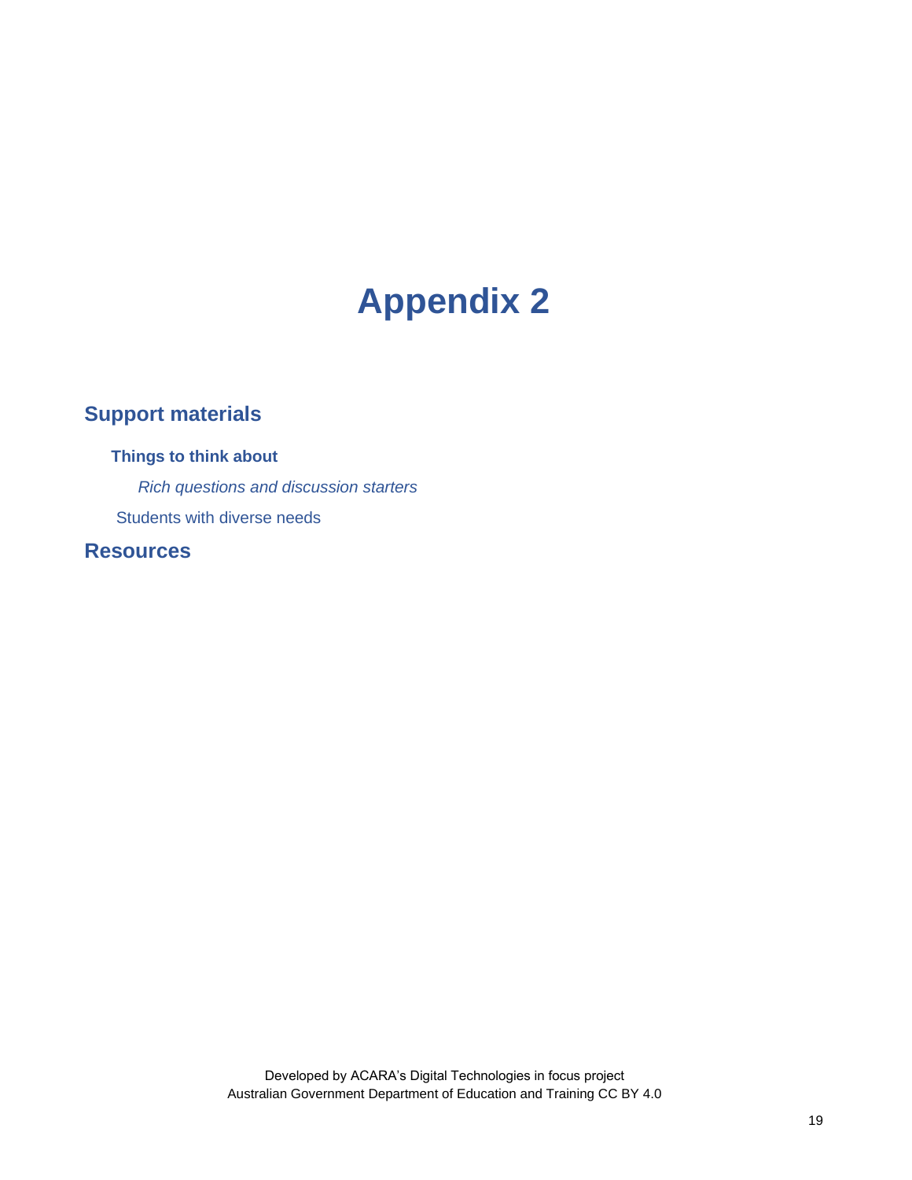# Appendix 2

## Support materials

### Things to think about

*Rich questions and discussion starters*

Students with diverse needs

## Resources

Developed by ACARA's Digital Technologies in focus project
Australian Government Department of Education and Training CC BY 4.0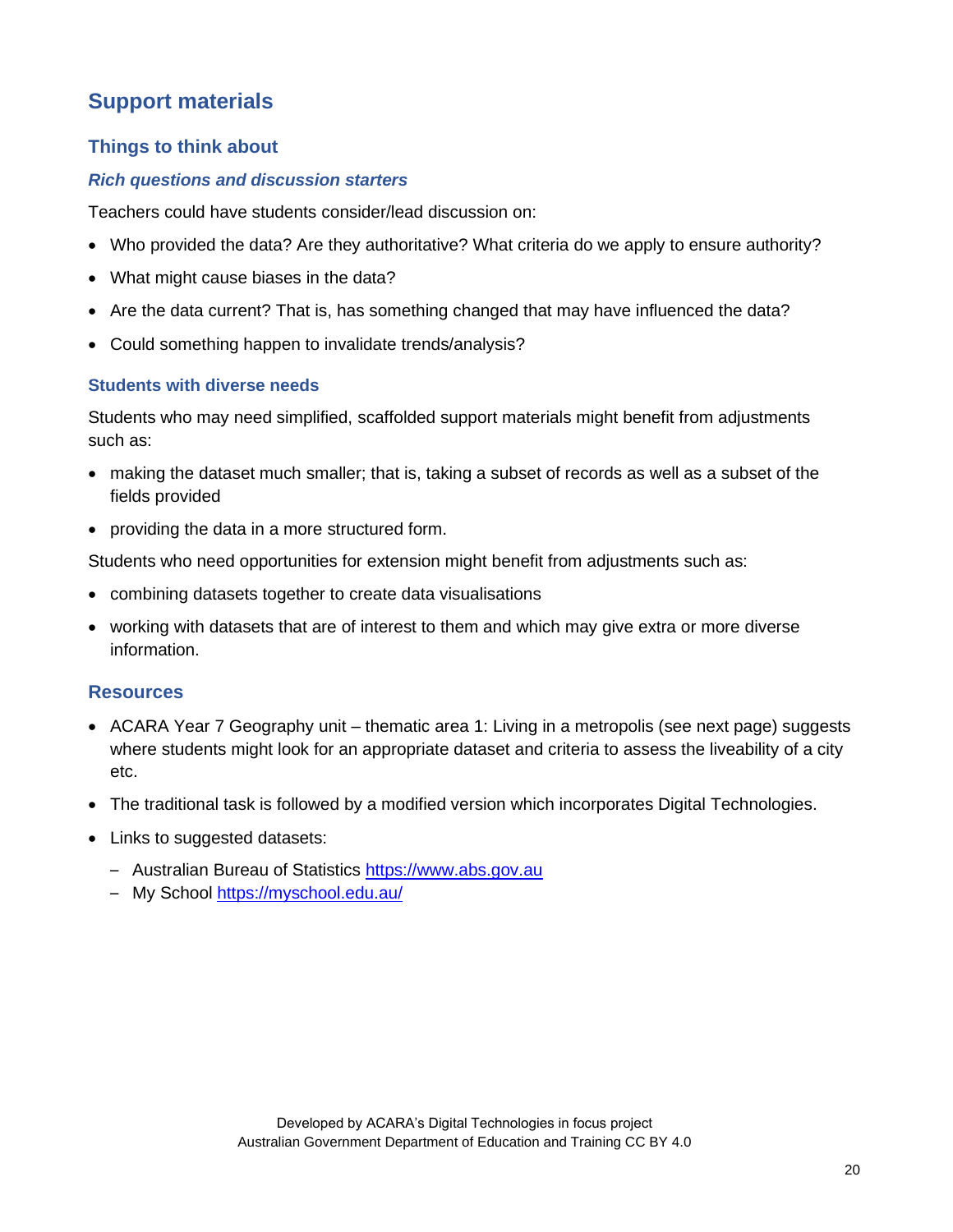## Support materials

### Things to think about

#### *Rich questions and discussion starters*

Teachers could have students consider/lead discussion on:

- Who provided the data? Are they authoritative? What criteria do we apply to ensure authority?
- What might cause biases in the data?
- Are the data current? That is, has something changed that may have influenced the data?
- Could something happen to invalidate trends/analysis?

### Students with diverse needs

Students who may need simplified, scaffolded support materials might benefit from adjustments such as:

- making the dataset much smaller; that is, taking a subset of records as well as a subset of the fields provided
- providing the data in a more structured form.

Students who need opportunities for extension might benefit from adjustments such as:

- combining datasets together to create data visualisations
- working with datasets that are of interest to them and which may give extra or more diverse information.

## Resources

- ACARA Year 7 Geography unit – thematic area 1: Living in a metropolis (see next page) suggests where students might look for an appropriate dataset and criteria to assess the liveability of a city etc.
- The traditional task is followed by a modified version which incorporates Digital Technologies.
- Links to suggested datasets:
  - Australian Bureau of Statistics [https://www.abs.gov.au](https://www.abs.gov.au)
  - My School [https://myschool.edu.au/](https://myschool.edu.au/)

Developed by ACARA's Digital Technologies in focus project
Australian Government Department of Education and Training CC BY 4.0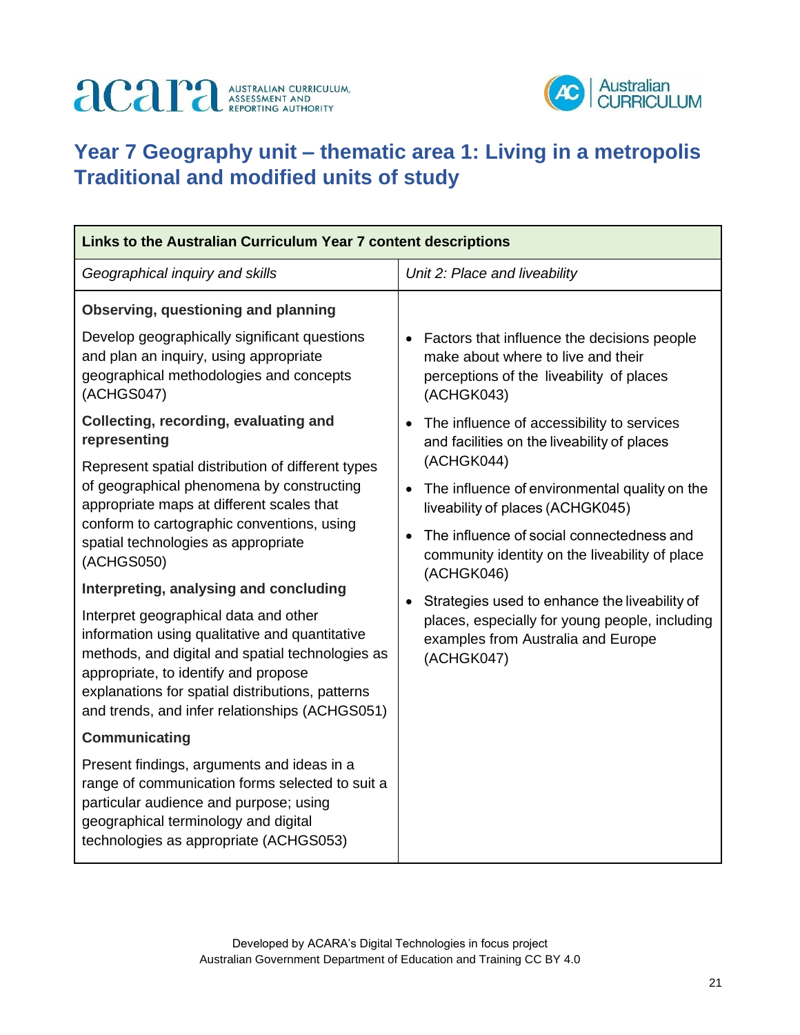# Year 7 Geography unit – thematic area 1: Living in a metropolis Traditional and modified units of study

| Links to the Australian Curriculum Year 7 content descriptions | |
|---|---|
| *Geographical inquiry and skills* | *Unit 2: Place and liveability* |
| **Observing, questioning and planning**<br><br>Develop geographically significant questions and plan an inquiry, using appropriate geographical methodologies and concepts (ACHGS047)<br><br>**Collecting, recording, evaluating and representing**<br><br>Represent spatial distribution of different types of geographical phenomena by constructing appropriate maps at different scales that conform to cartographic conventions, using spatial technologies as appropriate (ACHGS050)<br><br>**Interpreting, analysing and concluding**<br><br>Interpret geographical data and other information using qualitative and quantitative methods, and digital and spatial technologies as appropriate, to identify and propose explanations for spatial distributions, patterns and trends, and infer relationships (ACHGS051)<br><br>**Communicating**<br><br>Present findings, arguments and ideas in a range of communication forms selected to suit a particular audience and purpose; using geographical terminology and digital technologies as appropriate (ACHGS053) | • Factors that influence the decisions people make about where to live and their perceptions of the liveability of places (ACHGK043)<br>• The influence of accessibility to services and facilities on the liveability of places (ACHGK044)<br>• The influence of environmental quality on the liveability of places (ACHGK045)<br>• The influence of social connectedness and community identity on the liveability of place (ACHGK046)<br>• Strategies used to enhance the liveability of places, especially for young people, including examples from Australia and Europe (ACHGK047) |

Developed by ACARA's Digital Technologies in focus project
Australian Government Department of Education and Training CC BY 4.0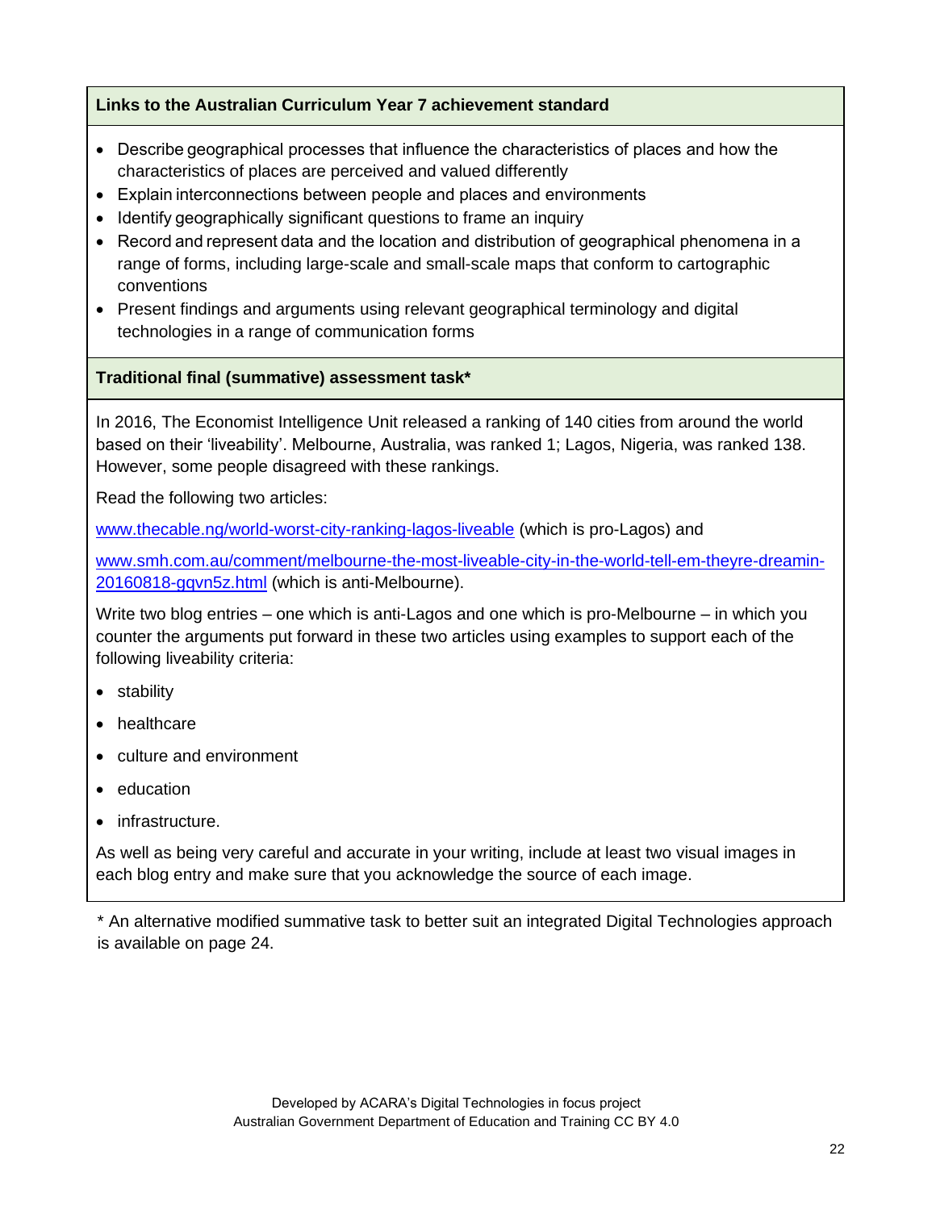**Links to the Australian Curriculum Year 7 achievement standard**

- Describe geographical processes that influence the characteristics of places and how the characteristics of places are perceived and valued differently
- Explain interconnections between people and places and environments
- Identify geographically significant questions to frame an inquiry
- Record and represent data and the location and distribution of geographical phenomena in a range of forms, including large-scale and small-scale maps that conform to cartographic conventions
- Present findings and arguments using relevant geographical terminology and digital technologies in a range of communication forms

**Traditional final (summative) assessment task***

In 2016, The Economist Intelligence Unit released a ranking of 140 cities from around the world based on their 'liveability'. Melbourne, Australia, was ranked 1; Lagos, Nigeria, was ranked 138. However, some people disagreed with these rankings.

Read the following two articles:

www.thecable.ng/world-worst-city-ranking-lagos-liveable (which is pro-Lagos) and

www.smh.com.au/comment/melbourne-the-most-liveable-city-in-the-world-tell-em-theyre-dreamin-20160818-gqvn5z.html (which is anti-Melbourne).

Write two blog entries – one which is anti-Lagos and one which is pro-Melbourne – in which you counter the arguments put forward in these two articles using examples to support each of the following liveability criteria:

- stability
- healthcare
- culture and environment
- education
- infrastructure.

As well as being very careful and accurate in your writing, include at least two visual images in each blog entry and make sure that you acknowledge the source of each image.

* An alternative modified summative task to better suit an integrated Digital Technologies approach is available on page 24.

Developed by ACARA's Digital Technologies in focus project
Australian Government Department of Education and Training CC BY 4.0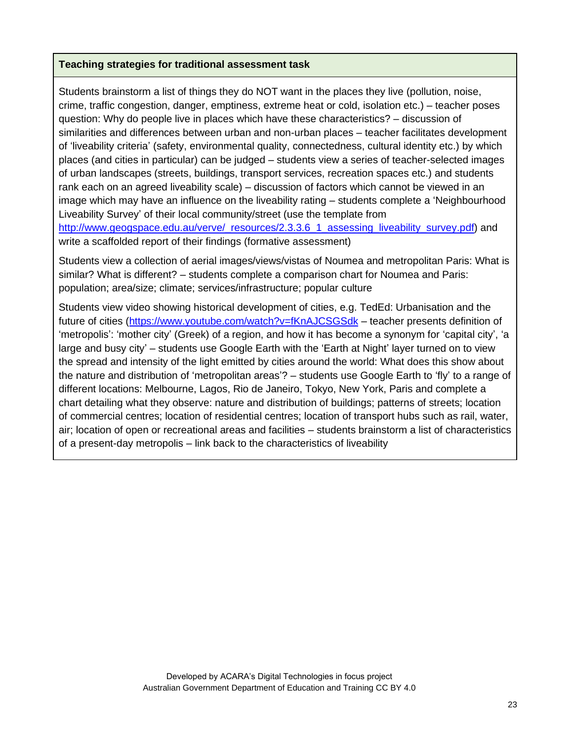**Teaching strategies for traditional assessment task**

Students brainstorm a list of things they do NOT want in the places they live (pollution, noise, crime, traffic congestion, danger, emptiness, extreme heat or cold, isolation etc.) – teacher poses question: Why do people live in places which have these characteristics? – discussion of similarities and differences between urban and non-urban places – teacher facilitates development of 'liveability criteria' (safety, environmental quality, connectedness, cultural identity etc.) by which places (and cities in particular) can be judged – students view a series of teacher-selected images of urban landscapes (streets, buildings, transport services, recreation spaces etc.) and students rank each on an agreed liveability scale) – discussion of factors which cannot be viewed in an image which may have an influence on the liveability rating – students complete a 'Neighbourhood Liveability Survey' of their local community/street (use the template from http://www.geogspace.edu.au/verve/_resources/2.3.3.6_1_assessing_liveability_survey.pdf) and write a scaffolded report of their findings (formative assessment)

Students view a collection of aerial images/views/vistas of Noumea and metropolitan Paris: What is similar? What is different? – students complete a comparison chart for Noumea and Paris: population; area/size; climate; services/infrastructure; popular culture

Students view video showing historical development of cities, e.g. TedEd: Urbanisation and the future of cities (https://www.youtube.com/watch?v=fKnAJCSGSdk – teacher presents definition of 'metropolis': 'mother city' (Greek) of a region, and how it has become a synonym for 'capital city', 'a large and busy city' – students use Google Earth with the 'Earth at Night' layer turned on to view the spread and intensity of the light emitted by cities around the world: What does this show about the nature and distribution of 'metropolitan areas'? – students use Google Earth to 'fly' to a range of different locations: Melbourne, Lagos, Rio de Janeiro, Tokyo, New York, Paris and complete a chart detailing what they observe: nature and distribution of buildings; patterns of streets; location of commercial centres; location of residential centres; location of transport hubs such as rail, water, air; location of open or recreational areas and facilities – students brainstorm a list of characteristics of a present-day metropolis – link back to the characteristics of liveability

Developed by ACARA's Digital Technologies in focus project
Australian Government Department of Education and Training CC BY 4.0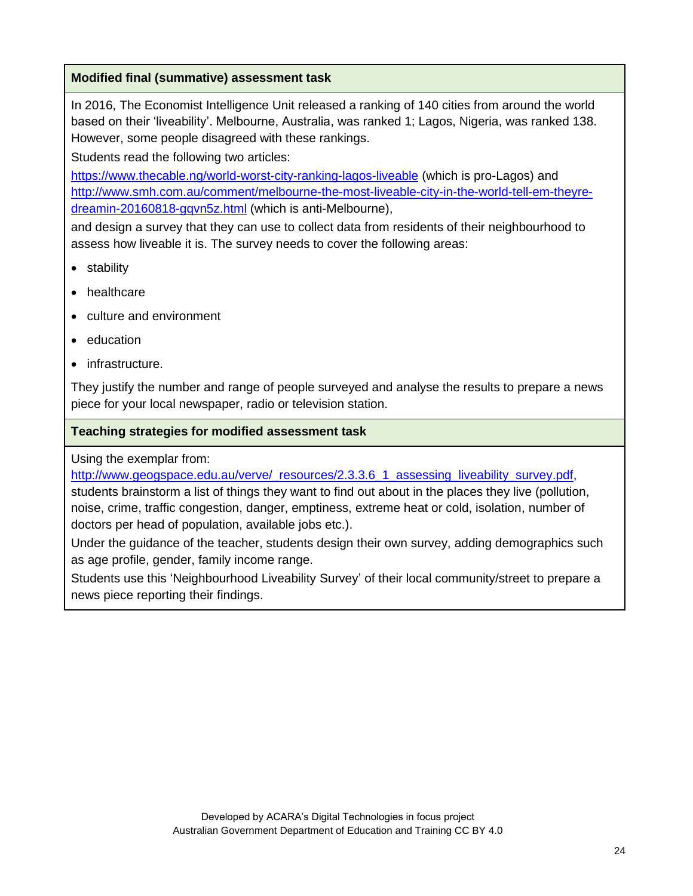**Modified final (summative) assessment task**

In 2016, The Economist Intelligence Unit released a ranking of 140 cities from around the world based on their 'liveability'. Melbourne, Australia, was ranked 1; Lagos, Nigeria, was ranked 138. However, some people disagreed with these rankings.

Students read the following two articles:

https://www.thecable.ng/world-worst-city-ranking-lagos-liveable (which is pro-Lagos) and http://www.smh.com.au/comment/melbourne-the-most-liveable-city-in-the-world-tell-em-theyre-dreamin-20160818-gqvn5z.html (which is anti-Melbourne),

and design a survey that they can use to collect data from residents of their neighbourhood to assess how liveable it is. The survey needs to cover the following areas:

- stability
- healthcare
- culture and environment
- education
- infrastructure.

They justify the number and range of people surveyed and analyse the results to prepare a news piece for your local newspaper, radio or television station.

**Teaching strategies for modified assessment task**

Using the exemplar from:

http://www.geogspace.edu.au/verve/_resources/2.3.3.6_1_assessing_liveability_survey.pdf, students brainstorm a list of things they want to find out about in the places they live (pollution, noise, crime, traffic congestion, danger, emptiness, extreme heat or cold, isolation, number of doctors per head of population, available jobs etc.).

Under the guidance of the teacher, students design their own survey, adding demographics such as age profile, gender, family income range.

Students use this 'Neighbourhood Liveability Survey' of their local community/street to prepare a news piece reporting their findings.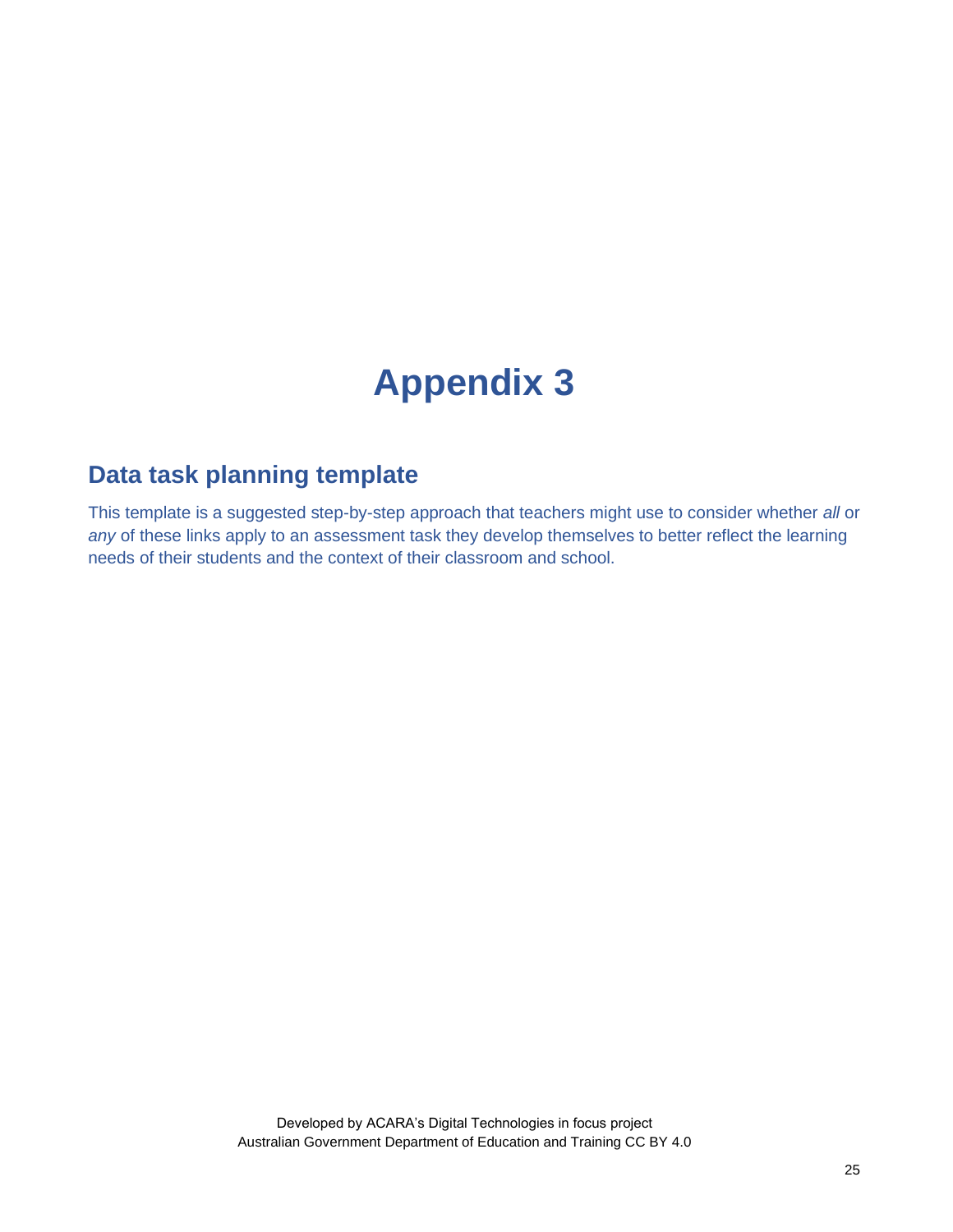# Appendix 3

## Data task planning template

This template is a suggested step-by-step approach that teachers might use to consider whether *all* or *any* of these links apply to an assessment task they develop themselves to better reflect the learning needs of their students and the context of their classroom and school.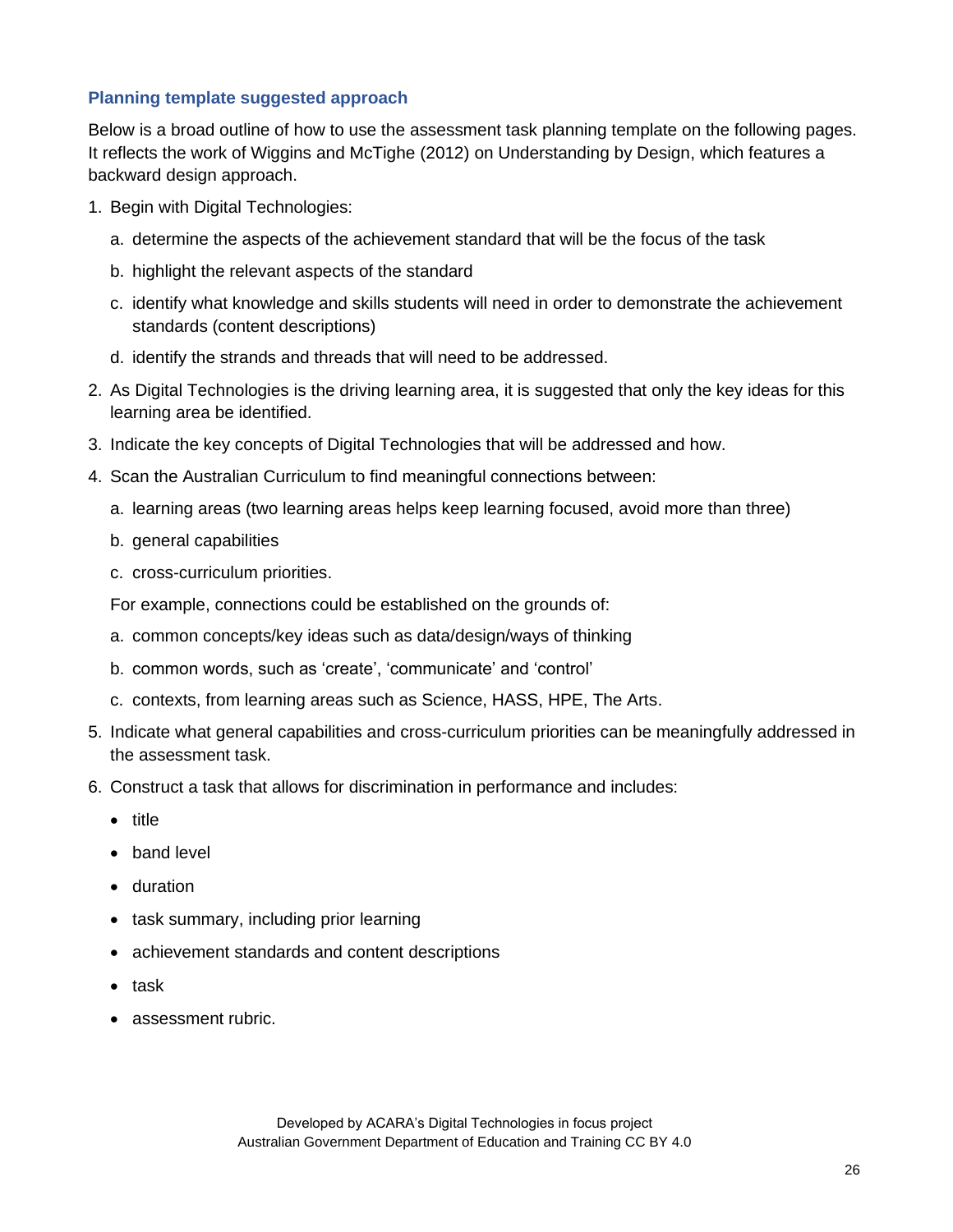### Planning template suggested approach

Below is a broad outline of how to use the assessment task planning template on the following pages. It reflects the work of Wiggins and McTighe (2012) on Understanding by Design, which features a backward design approach.

1. Begin with Digital Technologies:
   a. determine the aspects of the achievement standard that will be the focus of the task
   b. highlight the relevant aspects of the standard
   c. identify what knowledge and skills students will need in order to demonstrate the achievement standards (content descriptions)
   d. identify the strands and threads that will need to be addressed.
2. As Digital Technologies is the driving learning area, it is suggested that only the key ideas for this learning area be identified.
3. Indicate the key concepts of Digital Technologies that will be addressed and how.
4. Scan the Australian Curriculum to find meaningful connections between:
   a. learning areas (two learning areas helps keep learning focused, avoid more than three)
   b. general capabilities
   c. cross-curriculum priorities.

   For example, connections could be established on the grounds of:

   a. common concepts/key ideas such as data/design/ways of thinking
   b. common words, such as 'create', 'communicate' and 'control'
   c. contexts, from learning areas such as Science, HASS, HPE, The Arts.
5. Indicate what general capabilities and cross-curriculum priorities can be meaningfully addressed in the assessment task.
6. Construct a task that allows for discrimination in performance and includes:
   - title
   - band level
   - duration
   - task summary, including prior learning
   - achievement standards and content descriptions
   - task
   - assessment rubric.

Developed by ACARA's Digital Technologies in focus project
Australian Government Department of Education and Training CC BY 4.0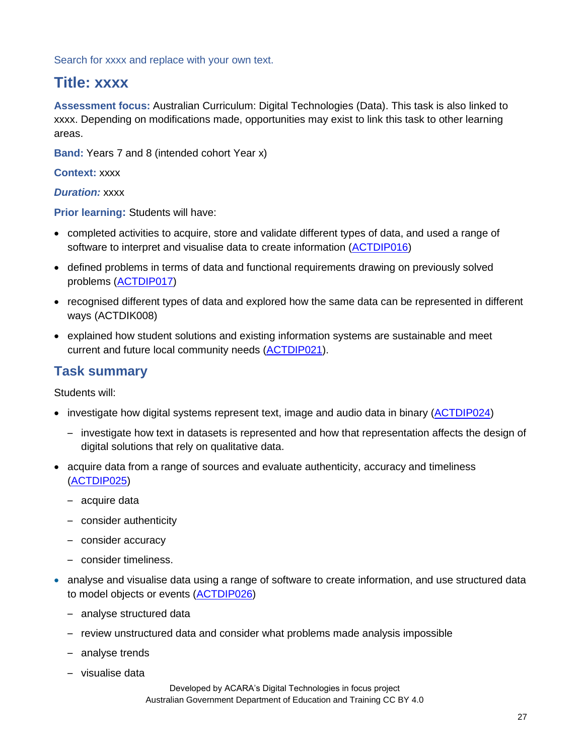Search for xxxx and replace with your own text.

## Title: xxxx

**Assessment focus:** Australian Curriculum: Digital Technologies (Data). This task is also linked to xxxx. Depending on modifications made, opportunities may exist to link this task to other learning areas.

**Band:** Years 7 and 8 (intended cohort Year x)

**Context:** xxxx

***Duration:*** xxxx

**Prior learning:** Students will have:

- completed activities to acquire, store and validate different types of data, and used a range of software to interpret and visualise data to create information (ACTDIP016)
- defined problems in terms of data and functional requirements drawing on previously solved problems (ACTDIP017)
- recognised different types of data and explored how the same data can be represented in different ways (ACTDIK008)
- explained how student solutions and existing information systems are sustainable and meet current and future local community needs (ACTDIP021).

## Task summary

Students will:

- investigate how digital systems represent text, image and audio data in binary (ACTDIP024)
  - investigate how text in datasets is represented and how that representation affects the design of digital solutions that rely on qualitative data.
- acquire data from a range of sources and evaluate authenticity, accuracy and timeliness (ACTDIP025)
  - acquire data
  - consider authenticity
  - consider accuracy
  - consider timeliness.
- analyse and visualise data using a range of software to create information, and use structured data to model objects or events (ACTDIP026)
  - analyse structured data
  - review unstructured data and consider what problems made analysis impossible
  - analyse trends
  - visualise data

Developed by ACARA's Digital Technologies in focus project
Australian Government Department of Education and Training CC BY 4.0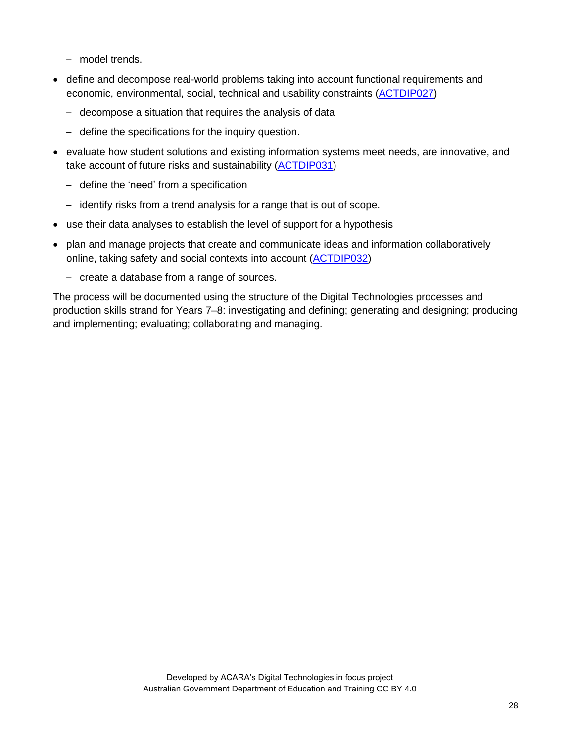- model trends.

- define and decompose real-world problems taking into account functional requirements and economic, environmental, social, technical and usability constraints (ACTDIP027)
  - decompose a situation that requires the analysis of data
  - define the specifications for the inquiry question.
- evaluate how student solutions and existing information systems meet needs, are innovative, and take account of future risks and sustainability (ACTDIP031)
  - define the 'need' from a specification
  - identify risks from a trend analysis for a range that is out of scope.
- use their data analyses to establish the level of support for a hypothesis
- plan and manage projects that create and communicate ideas and information collaboratively online, taking safety and social contexts into account (ACTDIP032)
  - create a database from a range of sources.

The process will be documented using the structure of the Digital Technologies processes and production skills strand for Years 7–8: investigating and defining; generating and designing; producing and implementing; evaluating; collaborating and managing.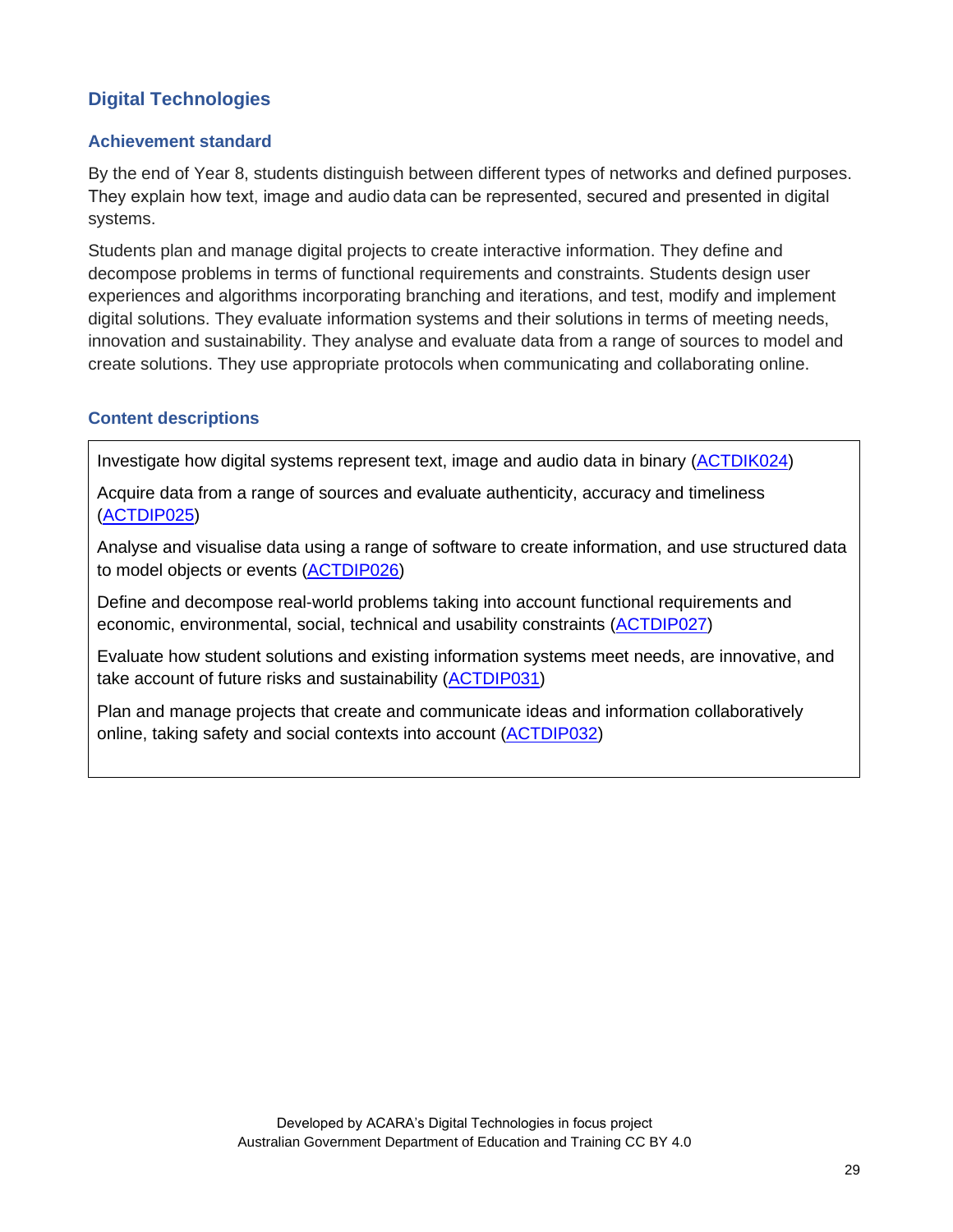## Digital Technologies

### Achievement standard

By the end of Year 8, students distinguish between different types of networks and defined purposes. They explain how text, image and audio data can be represented, secured and presented in digital systems.

Students plan and manage digital projects to create interactive information. They define and decompose problems in terms of functional requirements and constraints. Students design user experiences and algorithms incorporating branching and iterations, and test, modify and implement digital solutions. They evaluate information systems and their solutions in terms of meeting needs, innovation and sustainability. They analyse and evaluate data from a range of sources to model and create solutions. They use appropriate protocols when communicating and collaborating online.

### Content descriptions

Investigate how digital systems represent text, image and audio data in binary (ACTDIK024)

Acquire data from a range of sources and evaluate authenticity, accuracy and timeliness (ACTDIP025)

Analyse and visualise data using a range of software to create information, and use structured data to model objects or events (ACTDIP026)

Define and decompose real-world problems taking into account functional requirements and economic, environmental, social, technical and usability constraints (ACTDIP027)

Evaluate how student solutions and existing information systems meet needs, are innovative, and take account of future risks and sustainability (ACTDIP031)

Plan and manage projects that create and communicate ideas and information collaboratively online, taking safety and social contexts into account (ACTDIP032)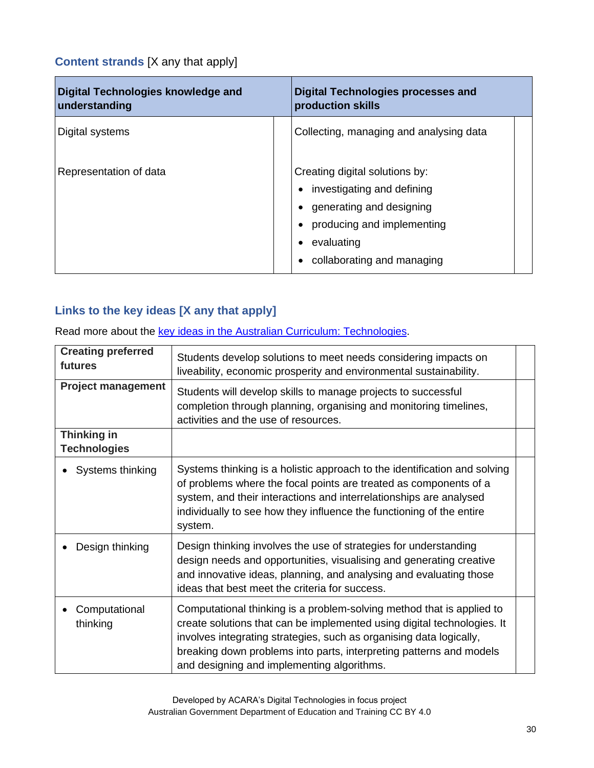## Content strands [X any that apply]

| Digital Technologies knowledge and understanding | | Digital Technologies processes and production skills | |
|---|---|---|---|
| Digital systems | | Collecting, managing and analysing data | |
| Representation of data | | Creating digital solutions by:<br>• investigating and defining<br>• generating and designing<br>• producing and implementing<br>• evaluating<br>• collaborating and managing | |

## Links to the key ideas [X any that apply]

Read more about the key ideas in the Australian Curriculum: Technologies.

| | | |
|---|---|---|
| **Creating preferred futures** | Students develop solutions to meet needs considering impacts on liveability, economic prosperity and environmental sustainability. | |
| **Project management** | Students will develop skills to manage projects to successful completion through planning, organising and monitoring timelines, activities and the use of resources. | |
| **Thinking in Technologies** | | |
| • Systems thinking | Systems thinking is a holistic approach to the identification and solving of problems where the focal points are treated as components of a system, and their interactions and interrelationships are analysed individually to see how they influence the functioning of the entire system. | |
| • Design thinking | Design thinking involves the use of strategies for understanding design needs and opportunities, visualising and generating creative and innovative ideas, planning, and analysing and evaluating those ideas that best meet the criteria for success. | |
| • Computational thinking | Computational thinking is a problem-solving method that is applied to create solutions that can be implemented using digital technologies. It involves integrating strategies, such as organising data logically, breaking down problems into parts, interpreting patterns and models and designing and implementing algorithms. | |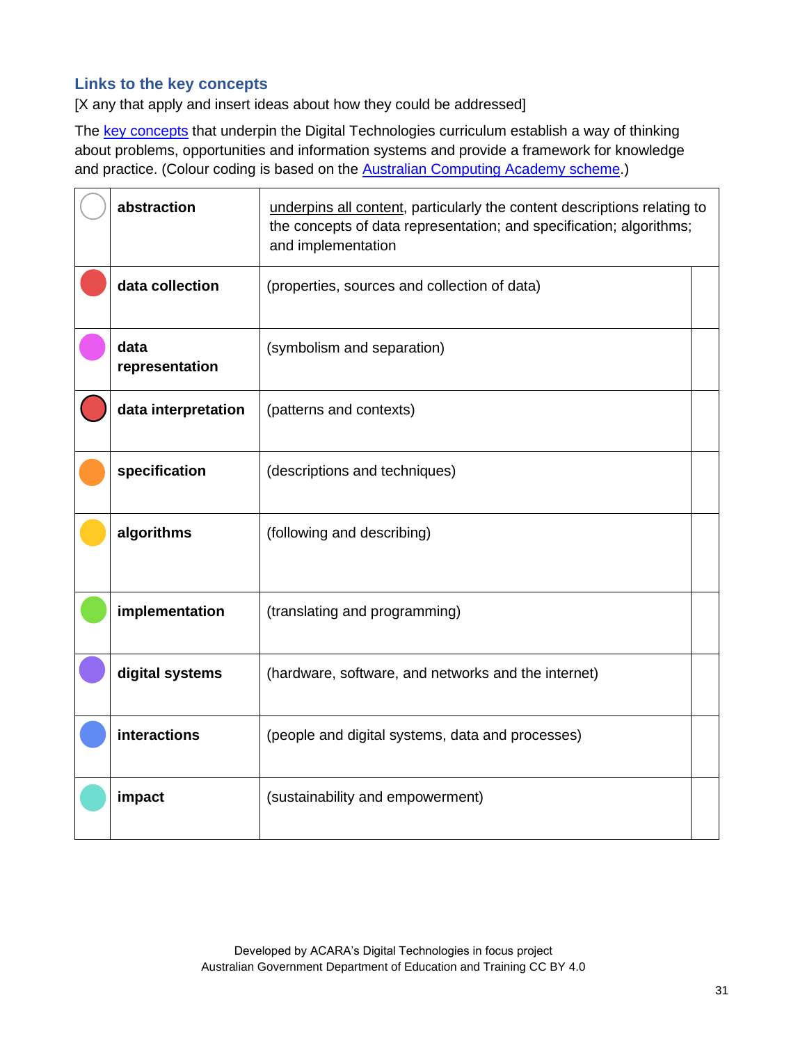### Links to the key concepts

[X any that apply and insert ideas about how they could be addressed]

The key concepts that underpin the Digital Technologies curriculum establish a way of thinking about problems, opportunities and information systems and provide a framework for knowledge and practice. (Colour coding is based on the Australian Computing Academy scheme.)

| | | | |
|---|---|---|---|
| | **abstraction** | underpins all content, particularly the content descriptions relating to the concepts of data representation; and specification; algorithms; and implementation | |
| | **data collection** | (properties, sources and collection of data) | |
| | **data representation** | (symbolism and separation) | |
| | **data interpretation** | (patterns and contexts) | |
| | **specification** | (descriptions and techniques) | |
| | **algorithms** | (following and describing) | |
| | **implementation** | (translating and programming) | |
| | **digital systems** | (hardware, software, and networks and the internet) | |
| | **interactions** | (people and digital systems, data and processes) | |
| | **impact** | (sustainability and empowerment) | |

Developed by ACARA's Digital Technologies in focus project
Australian Government Department of Education and Training CC BY 4.0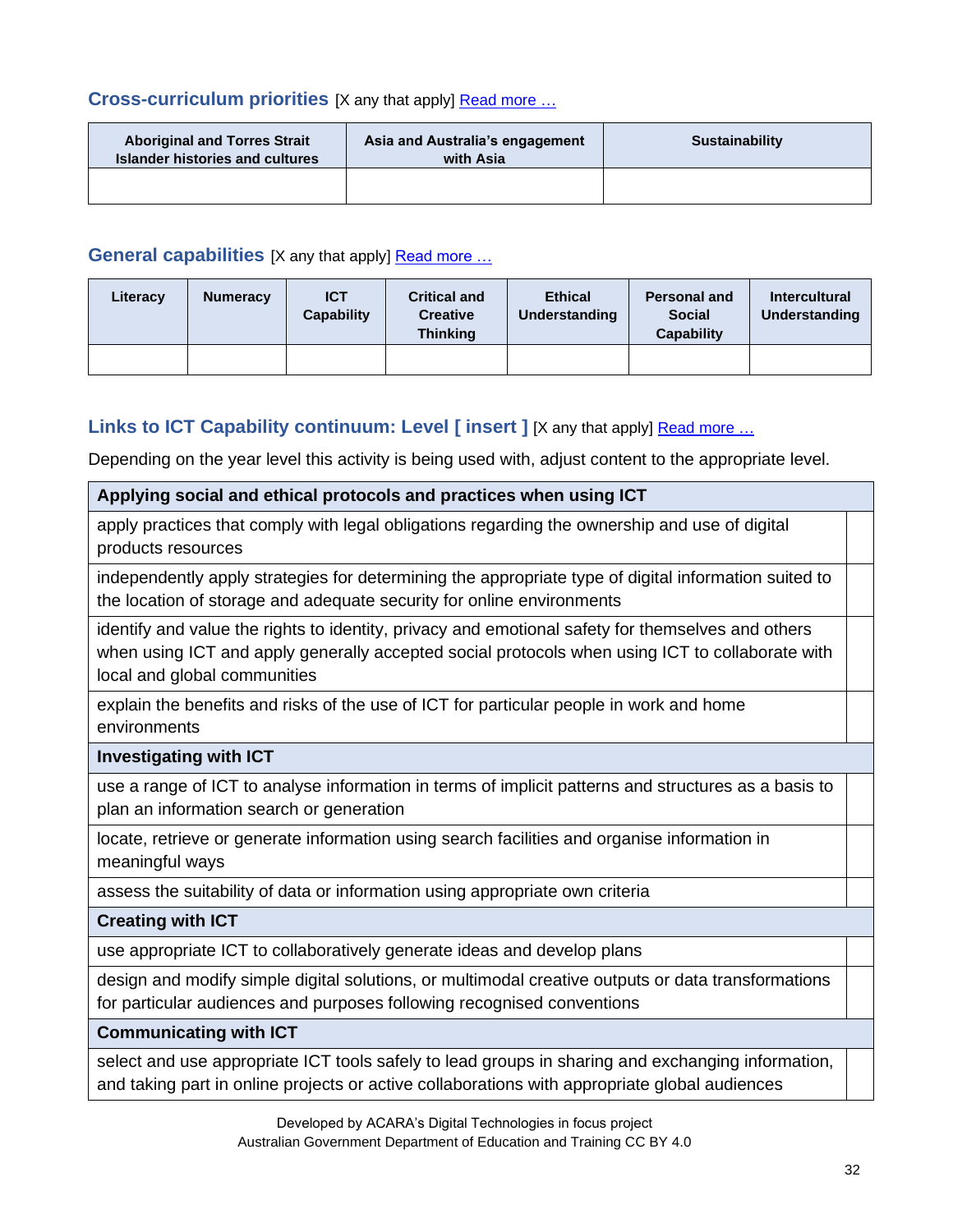### Cross-curriculum priorities [X any that apply] Read more …

| Aboriginal and Torres Strait Islander histories and cultures | Asia and Australia's engagement with Asia | Sustainability |
|---|---|---|
| | | |

### General capabilities [X any that apply] Read more …

| Literacy | Numeracy | ICT Capability | Critical and Creative Thinking | Ethical Understanding | Personal and Social Capability | Intercultural Understanding |
|---|---|---|---|---|---|---|
| | | | | | | |

### Links to ICT Capability continuum: Level [ insert ] [X any that apply] Read more …

Depending on the year level this activity is being used with, adjust content to the appropriate level.

| **Applying social and ethical protocols and practices when using ICT** | |
|---|---|
| apply practices that comply with legal obligations regarding the ownership and use of digital products resources | |
| independently apply strategies for determining the appropriate type of digital information suited to the location of storage and adequate security for online environments | |
| identify and value the rights to identity, privacy and emotional safety for themselves and others when using ICT and apply generally accepted social protocols when using ICT to collaborate with local and global communities | |
| explain the benefits and risks of the use of ICT for particular people in work and home environments | |
| **Investigating with ICT** | |
| use a range of ICT to analyse information in terms of implicit patterns and structures as a basis to plan an information search or generation | |
| locate, retrieve or generate information using search facilities and organise information in meaningful ways | |
| assess the suitability of data or information using appropriate own criteria | |
| **Creating with ICT** | |
| use appropriate ICT to collaboratively generate ideas and develop plans | |
| design and modify simple digital solutions, or multimodal creative outputs or data transformations for particular audiences and purposes following recognised conventions | |
| **Communicating with ICT** | |
| select and use appropriate ICT tools safely to lead groups in sharing and exchanging information, and taking part in online projects or active collaborations with appropriate global audiences | |

Developed by ACARA's Digital Technologies in focus project
Australian Government Department of Education and Training CC BY 4.0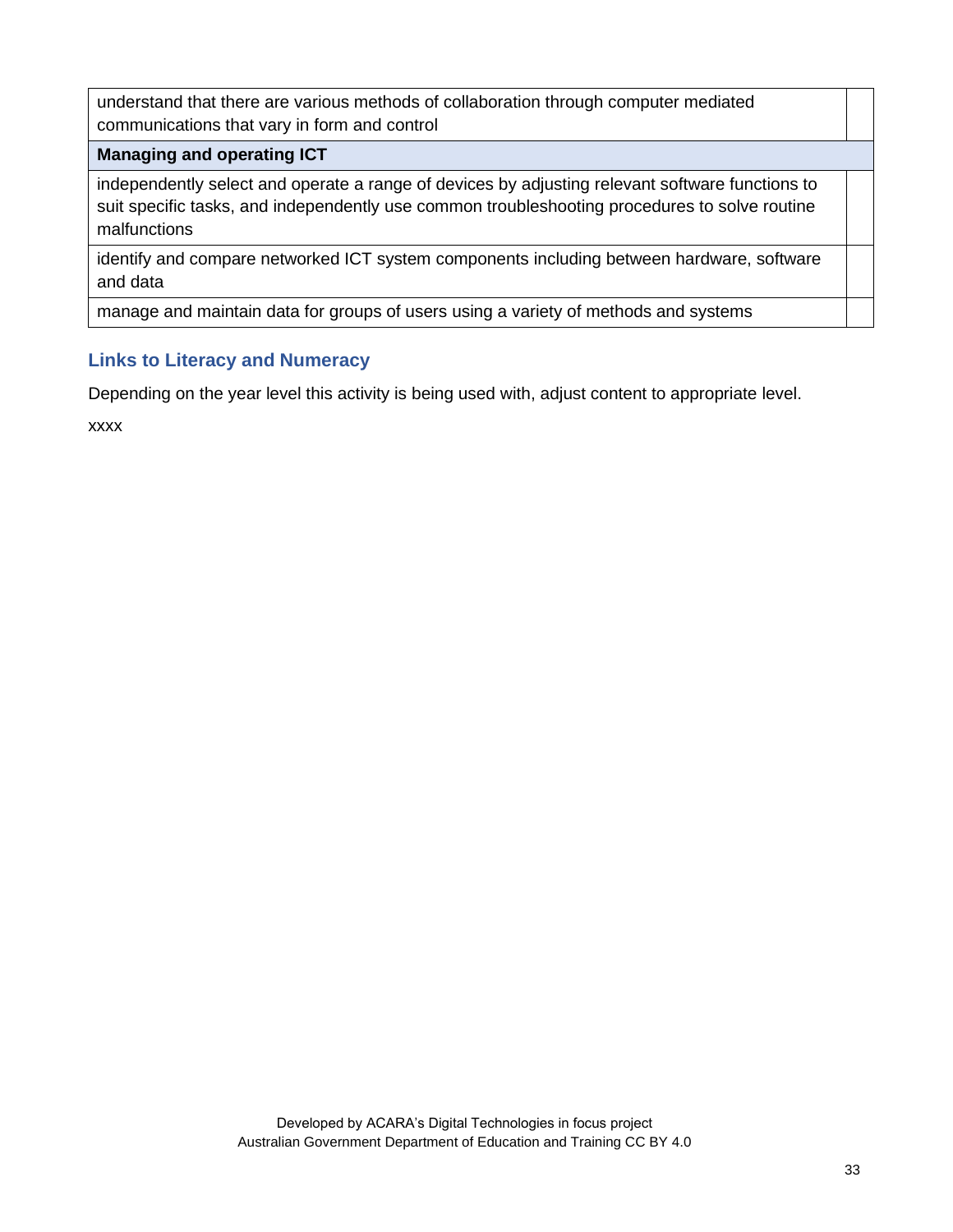| | |
|---|---|
| understand that there are various methods of collaboration through computer mediated communications that vary in form and control | |
| **Managing and operating ICT** | |
| independently select and operate a range of devices by adjusting relevant software functions to suit specific tasks, and independently use common troubleshooting procedures to solve routine malfunctions | |
| identify and compare networked ICT system components including between hardware, software and data | |
| manage and maintain data for groups of users using a variety of methods and systems | |

## Links to Literacy and Numeracy

Depending on the year level this activity is being used with, adjust content to appropriate level.

xxxx

Developed by ACARA's Digital Technologies in focus project
Australian Government Department of Education and Training CC BY 4.0